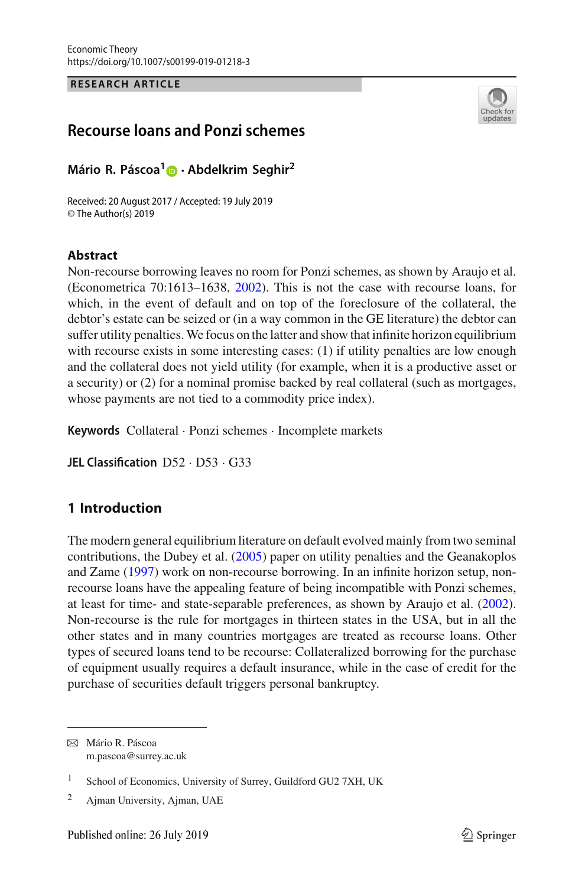RESEARCH ARTICLE

# Recourse loans and Ponzi schemes

**Mário R. Páscoa[1] · Abdelkrim Seghir[2]**

Received: 20 August 2017 / Accepted: 19 July 2019
© The Author(s) 2019

## Abstract

Non-recourse borrowing leaves no room for Ponzi schemes, as shown by Araujo et al. (Econometrica 70:1613–1638, 2002). This is not the case with recourse loans, for which, in the event of default and on top of the foreclosure of the collateral, the debtor's estate can be seized or (in a way common in the GE literature) the debtor can suffer utility penalties. We focus on the latter and show that infinite horizon equilibrium with recourse exists in some interesting cases: (1) if utility penalties are low enough and the collateral does not yield utility (for example, when it is a productive asset or a security) or (2) for a nominal promise backed by real collateral (such as mortgages, whose payments are not tied to a commodity price index).

**Keywords** Collateral · Ponzi schemes · Incomplete markets

**JEL Classification** D52 · D53 · G33

## 1 Introduction

The modern general equilibrium literature on default evolved mainly from two seminal contributions, the Dubey et al. (2005) paper on utility penalties and the Geanakoplos and Zame (1997) work on non-recourse borrowing. In an infinite horizon setup, non-recourse loans have the appealing feature of being incompatible with Ponzi schemes, at least for time- and state-separable preferences, as shown by Araujo et al. (2002). Non-recourse is the rule for mortgages in thirteen states in the USA, but in all the other states and in many countries mortgages are treated as recourse loans. Other types of secured loans tend to be recourse: Collateralized borrowing for the purchase of equipment usually requires a default insurance, while in the case of credit for the purchase of securities default triggers personal bankruptcy.

---

✉ Mário R. Páscoa
m.pascoa@surrey.ac.uk

[1] School of Economics, University of Surrey, Guildford GU2 7XH, UK

[2] Ajman University, Ajman, UAE

Published online: 26 July 2019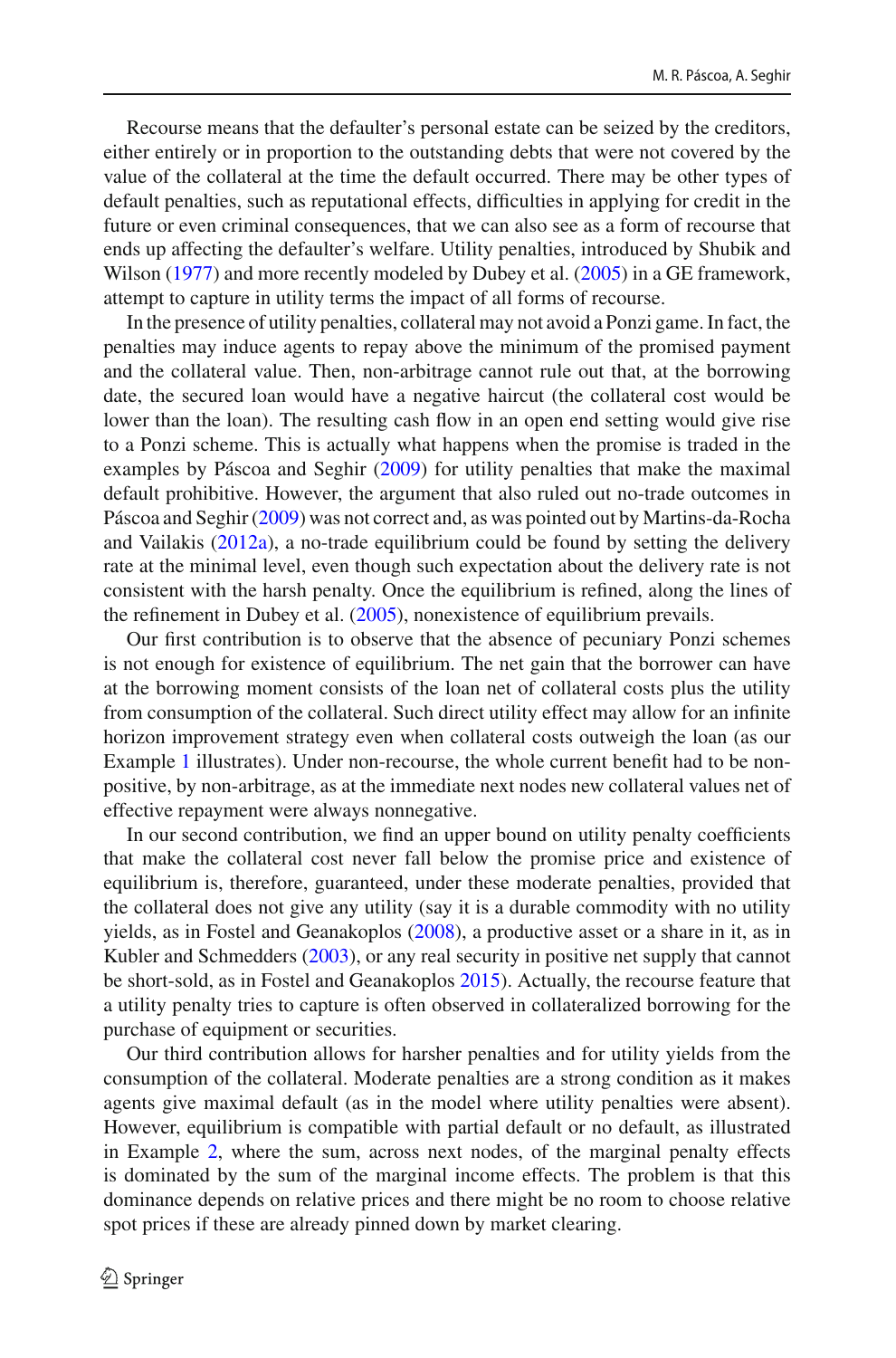Recourse means that the defaulter's personal estate can be seized by the creditors, either entirely or in proportion to the outstanding debts that were not covered by the value of the collateral at the time the default occurred. There may be other types of default penalties, such as reputational effects, difficulties in applying for credit in the future or even criminal consequences, that we can also see as a form of recourse that ends up affecting the defaulter's welfare. Utility penalties, introduced by Shubik and Wilson (1977) and more recently modeled by Dubey et al. (2005) in a GE framework, attempt to capture in utility terms the impact of all forms of recourse.

In the presence of utility penalties, collateral may not avoid a Ponzi game. In fact, the penalties may induce agents to repay above the minimum of the promised payment and the collateral value. Then, non-arbitrage cannot rule out that, at the borrowing date, the secured loan would have a negative haircut (the collateral cost would be lower than the loan). The resulting cash flow in an open end setting would give rise to a Ponzi scheme. This is actually what happens when the promise is traded in the examples by Páscoa and Seghir (2009) for utility penalties that make the maximal default prohibitive. However, the argument that also ruled out no-trade outcomes in Páscoa and Seghir (2009) was not correct and, as was pointed out by Martins-da-Rocha and Vailakis (2012a), a no-trade equilibrium could be found by setting the delivery rate at the minimal level, even though such expectation about the delivery rate is not consistent with the harsh penalty. Once the equilibrium is refined, along the lines of the refinement in Dubey et al. (2005), nonexistence of equilibrium prevails.

Our first contribution is to observe that the absence of pecuniary Ponzi schemes is not enough for existence of equilibrium. The net gain that the borrower can have at the borrowing moment consists of the loan net of collateral costs plus the utility from consumption of the collateral. Such direct utility effect may allow for an infinite horizon improvement strategy even when collateral costs outweigh the loan (as our Example 1 illustrates). Under non-recourse, the whole current benefit had to be non-positive, by non-arbitrage, as at the immediate next nodes new collateral values net of effective repayment were always nonnegative.

In our second contribution, we find an upper bound on utility penalty coefficients that make the collateral cost never fall below the promise price and existence of equilibrium is, therefore, guaranteed, under these moderate penalties, provided that the collateral does not give any utility (say it is a durable commodity with no utility yields, as in Fostel and Geanakoplos (2008), a productive asset or a share in it, as in Kubler and Schmedders (2003), or any real security in positive net supply that cannot be short-sold, as in Fostel and Geanakoplos 2015). Actually, the recourse feature that a utility penalty tries to capture is often observed in collateralized borrowing for the purchase of equipment or securities.

Our third contribution allows for harsher penalties and for utility yields from the consumption of the collateral. Moderate penalties are a strong condition as it makes agents give maximal default (as in the model where utility penalties were absent). However, equilibrium is compatible with partial default or no default, as illustrated in Example 2, where the sum, across next nodes, of the marginal penalty effects is dominated by the sum of the marginal income effects. The problem is that this dominance depends on relative prices and there might be no room to choose relative spot prices if these are already pinned down by market clearing.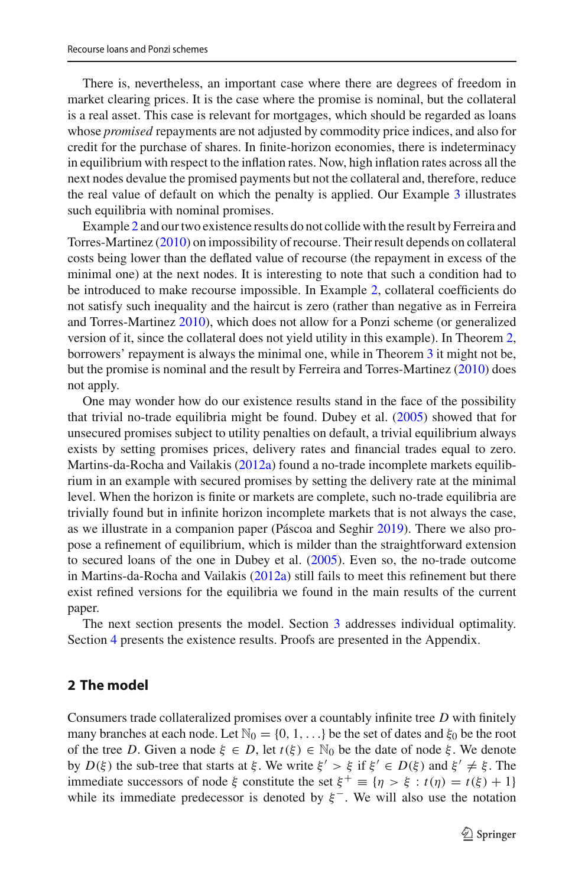There is, nevertheless, an important case where there are degrees of freedom in market clearing prices. It is the case where the promise is nominal, but the collateral is a real asset. This case is relevant for mortgages, which should be regarded as loans whose *promised* repayments are not adjusted by commodity price indices, and also for credit for the purchase of shares. In finite-horizon economies, there is indeterminacy in equilibrium with respect to the inflation rates. Now, high inflation rates across all the next nodes devalue the promised payments but not the collateral and, therefore, reduce the real value of default on which the penalty is applied. Our Example 3 illustrates such equilibria with nominal promises.

Example 2 and our two existence results do not collide with the result by Ferreira and Torres-Martinez (2010) on impossibility of recourse. Their result depends on collateral costs being lower than the deflated value of recourse (the repayment in excess of the minimal one) at the next nodes. It is interesting to note that such a condition had to be introduced to make recourse impossible. In Example 2, collateral coefficients do not satisfy such inequality and the haircut is zero (rather than negative as in Ferreira and Torres-Martinez 2010), which does not allow for a Ponzi scheme (or generalized version of it, since the collateral does not yield utility in this example). In Theorem 2, borrowers' repayment is always the minimal one, while in Theorem 3 it might not be, but the promise is nominal and the result by Ferreira and Torres-Martinez (2010) does not apply.

One may wonder how do our existence results stand in the face of the possibility that trivial no-trade equilibria might be found. Dubey et al. (2005) showed that for unsecured promises subject to utility penalties on default, a trivial equilibrium always exists by setting promises prices, delivery rates and financial trades equal to zero. Martins-da-Rocha and Vailakis (2012a) found a no-trade incomplete markets equilibrium in an example with secured promises by setting the delivery rate at the minimal level. When the horizon is finite or markets are complete, such no-trade equilibria are trivially found but in infinite horizon incomplete markets that is not always the case, as we illustrate in a companion paper (Páscoa and Seghir 2019). There we also propose a refinement of equilibrium, which is milder than the straightforward extension to secured loans of the one in Dubey et al. (2005). Even so, the no-trade outcome in Martins-da-Rocha and Vailakis (2012a) still fails to meet this refinement but there exist refined versions for the equilibria we found in the main results of the current paper.

The next section presents the model. Section 3 addresses individual optimality. Section 4 presents the existence results. Proofs are presented in the Appendix.

## 2 The model

Consumers trade collateralized promises over a countably infinite tree $D$ with finitely many branches at each node. Let $\mathbb{N}_0 = \{0, 1, \ldots\}$ be the set of dates and $\xi_0$ be the root of the tree $D$. Given a node $\xi \in D$, let $t(\xi) \in \mathbb{N}_0$ be the date of node $\xi$. We denote by $D(\xi)$ the sub-tree that starts at $\xi$. We write $\xi' > \xi$ if $\xi' \in D(\xi)$ and $\xi' \neq \xi$. The immediate successors of node $\xi$ constitute the set $\xi^+ \equiv \{\eta > \xi : t(\eta) = t(\xi) + 1\}$ while its immediate predecessor is denoted by $\xi^-$. We will also use the notation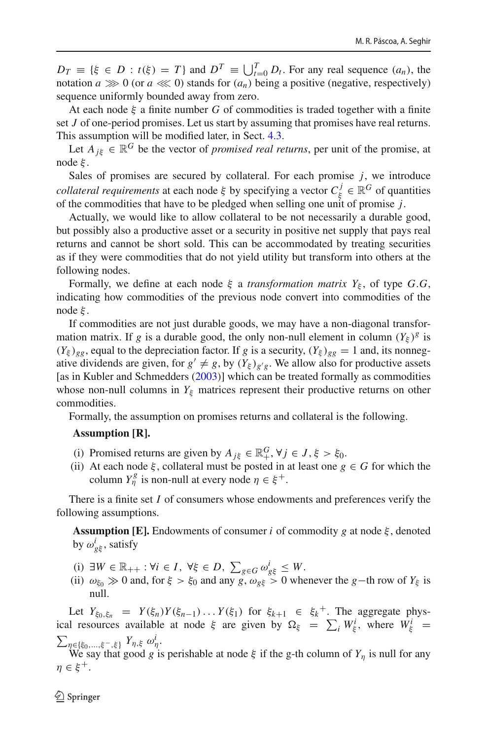$D_T \equiv \{\xi \in D : t(\xi) = T\}$ and $D^T \equiv \bigcup_{t=0}^{T} D_t$. For any real sequence $(a_n)$, the notation $a \ggg 0$ (or $a \lll 0$) stands for $(a_n)$ being a positive (negative, respectively) sequence uniformly bounded away from zero.

At each node $\xi$ a finite number $G$ of commodities is traded together with a finite set $J$ of one-period promises. Let us start by assuming that promises have real returns. This assumption will be modified later, in Sect. 4.3.

Let $A_{j\xi} \in \mathbb{R}^G$ be the vector of *promised real returns*, per unit of the promise, at node $\xi$.

Sales of promises are secured by collateral. For each promise $j$, we introduce *collateral requirements* at each node $\xi$ by specifying a vector $C_\xi^j \in \mathbb{R}^G$ of quantities of the commodities that have to be pledged when selling one unit of promise $j$.

Actually, we would like to allow collateral to be not necessarily a durable good, but possibly also a productive asset or a security in positive net supply that pays real returns and cannot be short sold. This can be accommodated by treating securities as if they were commodities that do not yield utility but transform into others at the following nodes.

Formally, we define at each node $\xi$ a *transformation matrix* $Y_\xi$, of type $G.G$, indicating how commodities of the previous node convert into commodities of the node $\xi$.

If commodities are not just durable goods, we may have a non-diagonal transformation matrix. If $g$ is a durable good, the only non-null element in column $(Y_\xi)^g$ is $(Y_\xi)_{gg}$, equal to the depreciation factor. If $g$ is a security, $(Y_\xi)_{gg} = 1$ and, its nonnegative dividends are given, for $g' \neq g$, by $(Y_\xi)_{g'g}$. We allow also for productive assets [as in Kubler and Schmedders (2003)] which can be treated formally as commodities whose non-null columns in $Y_\xi$ matrices represent their productive returns on other commodities.

Formally, the assumption on promises returns and collateral is the following.

**Assumption [R].**

(i) Promised returns are given by $A_{j\xi} \in \mathbb{R}_+^G, \forall j \in J, \xi > \xi_0$.

(ii) At each node $\xi$, collateral must be posted in at least one $g \in G$ for which the column $Y_\eta^g$ is non-null at every node $\eta \in \xi^+$.

There is a finite set $I$ of consumers whose endowments and preferences verify the following assumptions.

**Assumption [E].** Endowments of consumer $i$ of commodity $g$ at node $\xi$, denoted by $\omega_{g\xi}^i$, satisfy

(i) $\exists W \in \mathbb{R}_{++} : \forall i \in I,\ \forall \xi \in D,\ \sum_{g \in G} \omega_{g\xi}^i \leq W$.

(ii) $\omega_{\xi_0} \gg 0$ and, for $\xi > \xi_0$ and any $g$, $\omega_{g\xi} > 0$ whenever the $g-$th row of $Y_\xi$ is null.

Let $Y_{\xi_0,\xi_n} = Y(\xi_n)Y(\xi_{n-1})\ldots Y(\xi_1)$ for $\xi_{k+1} \in \xi_k{}^+$. The aggregate physical resources available at node $\xi$ are given by $\Omega_\xi = \sum_i W_\xi^i$, where $W_\xi^i = \sum_{\eta \in \{\xi_0,\ldots,\xi^-,\xi\}} Y_{\eta,\xi}\, \omega_\eta^i$.

We say that good $g$ is perishable at node $\xi$ if the g-th column of $Y_\eta$ is null for any $\eta \in \xi^+$.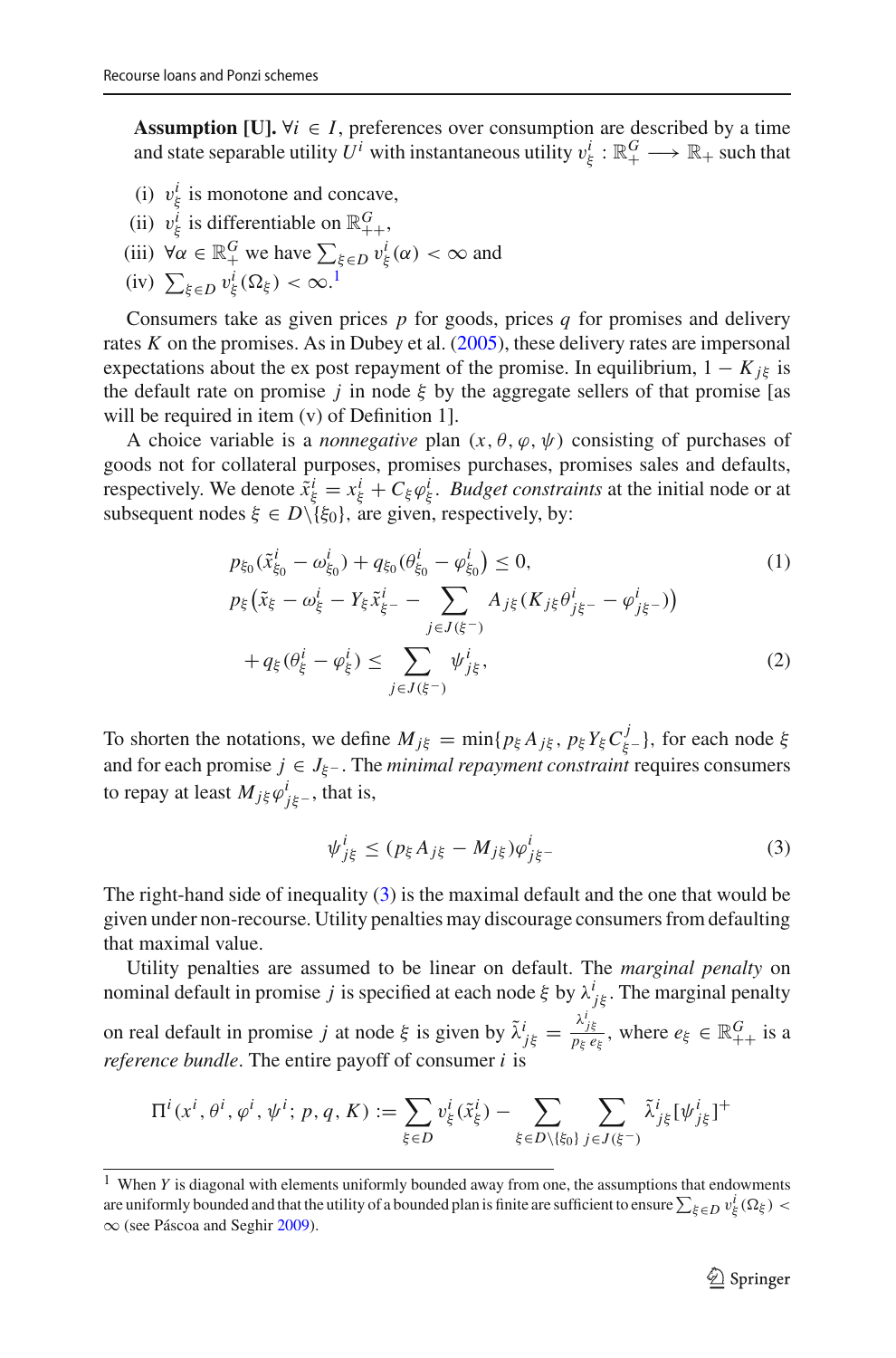**Assumption [U].** $\forall i \in I$, preferences over consumption are described by a time and state separable utility $U^i$ with instantaneous utility $v^i_\xi : \mathbb{R}^G_+ \longrightarrow \mathbb{R}_+$ such that

- (i) $v^i_\xi$ is monotone and concave,
- (ii) $v^i_\xi$ is differentiable on $\mathbb{R}^G_{++}$,
- (iii) $\forall \alpha \in \mathbb{R}^G_+$ we have $\sum_{\xi \in D} v^i_\xi(\alpha) < \infty$ and
- (iv) $\sum_{\xi \in D} v^i_\xi(\Omega_\xi) < \infty$.[1]

Consumers take as given prices $p$ for goods, prices $q$ for promises and delivery rates $K$ on the promises. As in Dubey et al. (2005), these delivery rates are impersonal expectations about the ex post repayment of the promise. In equilibrium, $1 - K_{j\xi}$ is the default rate on promise $j$ in node $\xi$ by the aggregate sellers of that promise [as will be required in item (v) of Definition 1].

A choice variable is a *nonnegative* plan $(x, \theta, \varphi, \psi)$ consisting of purchases of goods not for collateral purposes, promises purchases, promises sales and defaults, respectively. We denote $\tilde{x}^i_\xi = x^i_\xi + C_\xi \varphi^i_\xi$. *Budget constraints* at the initial node or at subsequent nodes $\xi \in D \backslash \{\xi_0\}$, are given, respectively, by:

$$p_{\xi_0}(\tilde{x}^i_{\xi_0} - \omega^i_{\xi_0}) + q_{\xi_0}(\theta^i_{\xi_0} - \varphi^i_{\xi_0}) \leq 0, \tag{1}$$

$$p_\xi\big(\tilde{x}_\xi - \omega^i_\xi - Y_\xi \tilde{x}^i_{\xi^-} - \sum_{j \in J(\xi^-)} A_{j\xi}(K_{j\xi}\theta^i_{j\xi^-} - \varphi^i_{j\xi^-})\big) + q_\xi(\theta^i_\xi - \varphi^i_\xi) \leq \sum_{j \in J(\xi^-)} \psi^i_{j\xi}, \tag{2}$$

To shorten the notations, we define $M_{j\xi} = \min\{p_\xi A_{j\xi}, p_\xi Y_\xi C^j_{\xi^-}\}$, for each node $\xi$ and for each promise $j \in J_{\xi^-}$. The *minimal repayment constraint* requires consumers to repay at least $M_{j\xi}\varphi^i_{j\xi^-}$, that is,

$$\psi^i_{j\xi} \leq (p_\xi A_{j\xi} - M_{j\xi})\varphi^i_{j\xi^-} \tag{3}$$

The right-hand of inequality (3) is the maximal default and the one that would be given under non-recourse. Utility penalties may discourage consumers from defaulting that maximal value.

Utility penalties are assumed to be linear on default. The *marginal penalty* on nominal default in promise $j$ is specified at each node $\xi$ by $\lambda^i_{j\xi}$. The marginal penalty on real default in promise $j$ at node $\xi$ is given by $\tilde{\lambda}^i_{j\xi} = \frac{\lambda^i_{j\xi}}{p_\xi e_\xi}$, where $e_\xi \in \mathbb{R}^G_{++}$ is a *reference bundle*. The entire payoff of consumer $i$ is

$$\Pi^i(x^i, \theta^i, \varphi^i, \psi^i; p, q, K) := \sum_{\xi \in D} v^i_\xi(\tilde{x}^i_\xi) - \sum_{\xi \in D \backslash \{\xi_0\}} \sum_{j \in J(\xi^-)} \tilde{\lambda}^i_{j\xi}[\psi^i_{j\xi}]^+$$

---

[1] When $Y$ is diagonal with elements uniformly bounded away from one, the assumptions that endowments are uniformly bounded and that the utility of a bounded plan is finite are sufficient to ensure $\sum_{\xi \in D} v^i_\xi(\Omega_\xi) < \infty$ (see Páscoa and Seghir 2009).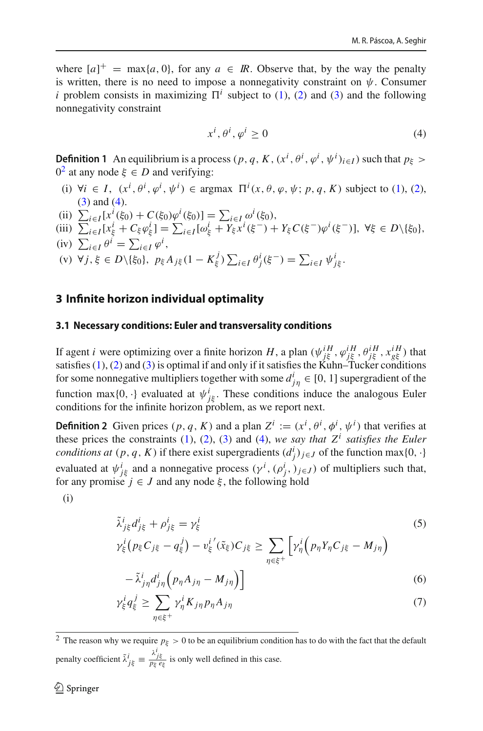where $[a]^+ = \max\{a, 0\}$, for any $a \in I\!R$. Observe that, by the way the penalty is written, there is no need to impose a nonnegativity constraint on $\psi$. Consumer $i$ problem consists in maximizing $\Pi^i$ subject to (1), (2) and (3) and the following nonnegativity constraint

$$x^i, \theta^i, \varphi^i \geq 0 \tag{4}$$

**Definition 1** An equilibrium is a process $(p, q, K, (x^i, \theta^i, \varphi^i, \psi^i)_{i \in I})$ such that $p_\xi > 0$[2] at any node $\xi \in D$ and verifying:

(i) $\forall i \in I,\ (x^i, \theta^i, \varphi^i, \psi^i) \in \operatorname{argmax}\ \Pi^i(x, \theta, \varphi, \psi; p, q, K)$ subject to (1), (2), (3) and (4).

(ii) $\sum_{i \in I}[x^i(\xi_0) + C(\xi_0)\varphi^i(\xi_0)] = \sum_{i \in I}\omega^i(\xi_0)$,

(iii) $\sum_{i \in I}[x^i_\xi + C_\xi \varphi^i_\xi] = \sum_{i \in I}[\omega^i_\xi + Y_\xi x^i(\xi^-) + Y_\xi C(\xi^-)\varphi^i(\xi^-)],\ \forall \xi \in D \backslash \{\xi_0\}$,

(iv) $\sum_{i \in I}\theta^i = \sum_{i \in I}\varphi^i$,

(v) $\forall j, \xi \in D \backslash \{\xi_0\},\ p_\xi A_{j\xi}(1 - K^j_\xi)\sum_{i \in I}\theta^i_j(\xi^-) = \sum_{i \in I}\psi^i_{j\xi}$.

## 3 Infinite horizon individual optimality

### 3.1 Necessary conditions: Euler and transversality conditions

If agent $i$ were optimizing over a finite horizon $H$, a plan $(\psi^{iH}_{j\xi}, \varphi^{iH}_{j\xi}, \theta^{iH}_{j\xi}, x^{iH}_{g\xi})$ that satisfies (1), (2) and (3) is optimal if and only if it satisfies the Kuhn–Tucker conditions for some nonnegative multipliers together with some $d^i_{j\eta} \in [0, 1]$ supergradient of the function $\max\{0, \cdot\}$ evaluated at $\psi^i_{j\xi}$. These conditions induce the analogous Euler conditions for the infinite horizon problem, as we report next.

**Definition 2** Given prices $(p, q, K)$ and a plan $Z^i := (x^i, \theta^i, \phi^i, \psi^i)$ that verifies at these prices the constraints (1), (2), (3) and (4), *we say that* $Z^i$ *satisfies the Euler conditions at* $(p, q, K)$ if there exist supergradients $(d^i_j)_{j \in J}$ of the function $\max\{0, \cdot\}$ evaluated at $\psi^i_{j\xi}$ and a nonnegative process $(\gamma^i, (\rho^i_j,)_{j \in J})$ of multipliers such that, for any promise $j \in J$ and any node $\xi$, the following hold

(i)

$$\tilde{\lambda}^i_{j\xi} d^i_{j\xi} + \rho^i_{j\xi} = \gamma^i_\xi \tag{5}$$

$$\gamma^i_\xi\big(p_\xi C_{j\xi} - q^j_\xi\big) - v^{i\,\prime}_\xi(\tilde{x}_\xi) C_{j\xi} \geq \sum_{\eta \in \xi^+}\Big[\gamma^i_\eta\Big(p_\eta Y_\eta C_{j\xi} - M_{j\eta}\Big) - \tilde{\lambda}^i_{j\eta} d^i_{j\eta}\Big(p_\eta A_{j\eta} - M_{j\eta}\Big)\Big] \tag{6}$$

$$\gamma^i_\xi q^j_\xi \geq \sum_{\eta \in \xi^+}\gamma^i_\eta K_{j\eta} p_\eta A_{j\eta} \tag{7}$$

[2] The reason why we require $p_\xi > 0$ to be an equilibrium condition has to do with the fact that the default penalty coefficient $\tilde{\lambda}^i_{j\xi} \equiv \frac{\lambda^i_{j\xi}}{p_\xi e_\xi}$ is only well defined in this case.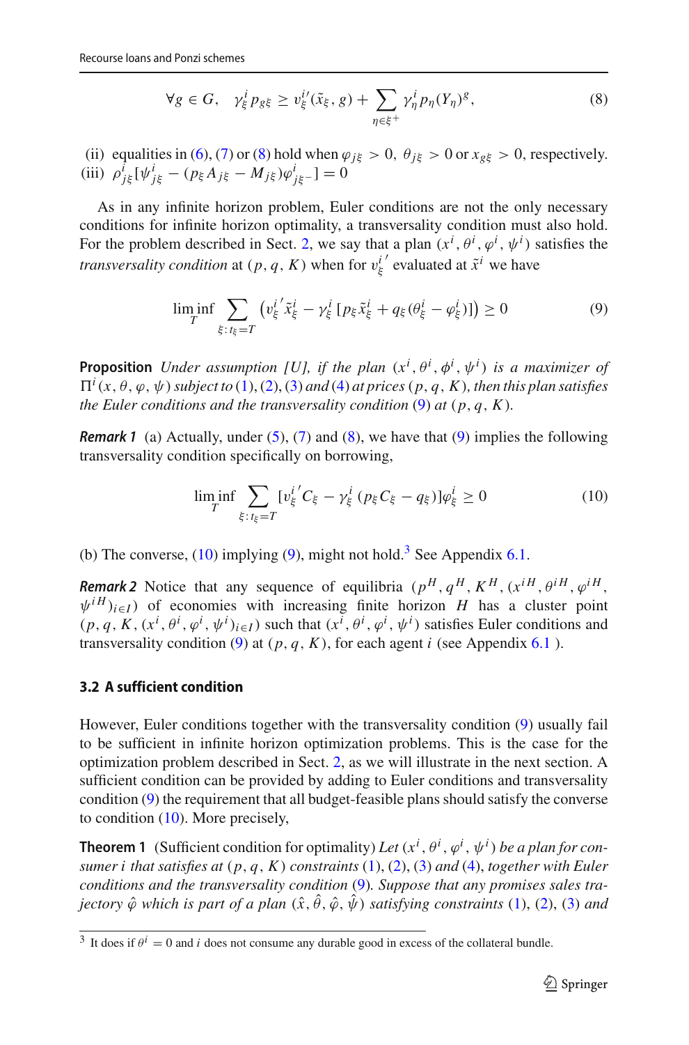$$\forall g \in G, \quad \gamma_\xi^i p_{g\xi} \geq v_\xi^{i\prime}(\tilde{x}_\xi, g) + \sum_{\eta \in \xi^+} \gamma_\eta^i p_\eta (Y_\eta)^g, \tag{8}$$

(ii) equalities in (6), (7) or (8) hold when $\varphi_{j\xi} > 0$, $\theta_{j\xi} > 0$ or $x_{g\xi} > 0$, respectively.
(iii) $\rho_{j\xi}^i[\psi_{j\xi}^i - (p_\xi A_{j\xi} - M_{j\xi})\varphi_{j\xi^-}^i] = 0$

As in any infinite horizon problem, Euler conditions are not the only necessary conditions for infinite horizon optimality, a transversality condition must also hold. For the problem described in Sect. 2, we say that a plan $(x^i, \theta^i, \varphi^i, \psi^i)$ satisfies the *transversality condition* at $(p, q, K)$ when for $v_\xi^{i\prime}$ evaluated at $\tilde{x}^i$ we have

$$\liminf_T \sum_{\xi : t_\xi = T} \left( v_\xi^{i\prime} \tilde{x}_\xi^i - \gamma_\xi^i [p_\xi \tilde{x}_\xi^i + q_\xi(\theta_\xi^i - \varphi_\xi^i)] \right) \geq 0 \tag{9}$$

**Proposition** *Under assumption [U], if the plan $(x^i, \theta^i, \phi^i, \psi^i)$ is a maximizer of $\Pi^i(x, \theta, \varphi, \psi)$ subject to (1), (2), (3) and (4) at prices $(p, q, K)$, then this plan satisfies the Euler conditions and the transversality condition (9) at $(p, q, K)$.*

***Remark 1*** (a) Actually, under (5), (7) and (8), we have that (9) implies the following transversality condition specifically on borrowing,

$$\liminf_T \sum_{\xi : t_\xi = T} [v_\xi^{i\prime} C_\xi - \gamma_\xi^i (p_\xi C_\xi - q_\xi)]\varphi_\xi^i \geq 0 \tag{10}$$

(b) The converse, (10) implying (9), might not hold.[3] See Appendix 6.1.

***Remark 2*** Notice that any sequence of equilibria $(p^H, q^H, K^H, (x^{iH}, \theta^{iH}, \varphi^{iH}, \psi^{iH})_{i \in I})$ of economies with increasing finite horizon $H$ has a cluster point $(p, q, K, (x^i, \theta^i, \varphi^i, \psi^i)_{i \in I})$ such that $(x^i, \theta^i, \varphi^i, \psi^i)$ satisfies Euler conditions and transversality condition (9) at $(p, q, K)$, for each agent $i$ (see Appendix 6.1 ).

### 3.2 A sufficient condition

However, Euler conditions together with the transversality condition (9) usually fail to be sufficient in infinite horizon optimization problems. This is the case for the optimization problem described in Sect. 2, as we will illustrate in the next section. A sufficient condition can be provided by adding to Euler conditions and transversality condition (9) the requirement that all budget-feasible plans should satisfy the converse to condition (10). More precisely,

**Theorem 1** (Sufficient condition for optimality) *Let $(x^i, \theta^i, \varphi^i, \psi^i)$ be a plan for consumer $i$ that satisfies at $(p, q, K)$ constraints (1), (2), (3) and (4), together with Euler conditions and the transversality condition (9). Suppose that any promises sales trajectory $\hat{\varphi}$ which is part of a plan $(\hat{x}, \hat{\theta}, \hat{\varphi}, \hat{\psi})$ satisfying constraints (1), (2), (3) and*

[3] It does if $\theta^i = 0$ and $i$ does not consume any durable good in excess of the collateral bundle.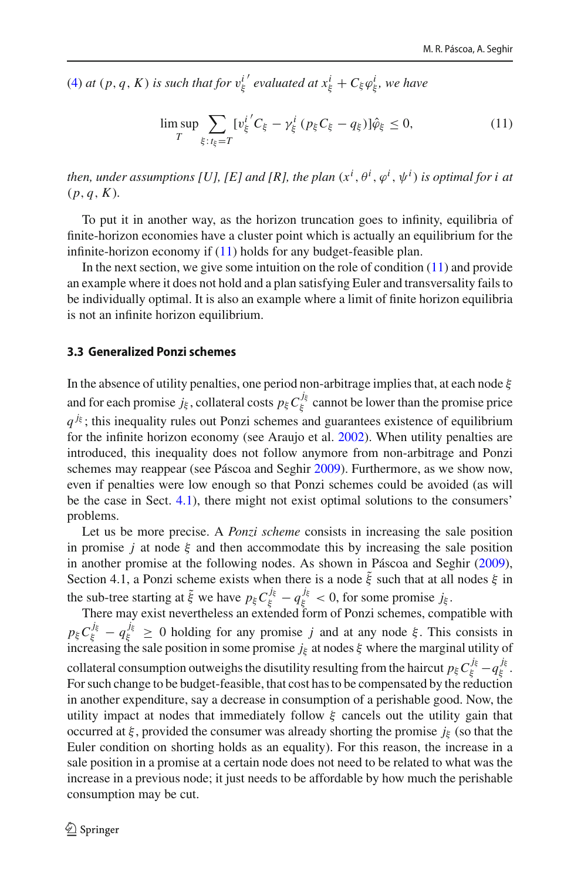(4) *at* $(p, q, K)$ *is such that for* $v_\xi^{i\,\prime}$ *evaluated at* $x_\xi^i + C_\xi \varphi_\xi^i$, *we have*

$$\limsup_{T} \sum_{\xi : t_\xi = T} [v_\xi^{i\,\prime} C_\xi - \gamma_\xi^i \,(p_\xi C_\xi - q_\xi)] \hat{\varphi}_\xi \leq 0, \tag{11}$$

*then, under assumptions [U], [E] and [R], the plan* $(x^i, \theta^i, \varphi^i, \psi^i)$ *is optimal for* $i$ *at* $(p, q, K)$.

To put it in another way, as the horizon truncation goes to infinity, equilibria of finite-horizon economies have a cluster point which is actually an equilibrium for the infinite-horizon economy if (11) holds for any budget-feasible plan.

In the next section, we give some intuition on the role of condition (11) and provide an example where it does not hold and a plan satisfying Euler and transversality fails to be individually optimal. It is also an example where a limit of finite horizon equilibria is not an infinite horizon equilibrium.

### 3.3 Generalized Ponzi schemes

In the absence of utility penalties, one period non-arbitrage implies that, at each node $\xi$ and for each promise $j_\xi$, collateral costs $p_\xi C_\xi^{j_\xi}$ cannot be lower than the promise price $q^{j_\xi}$; this inequality rules out Ponzi schemes and guarantees existence of equilibrium for the infinite horizon economy (see Araujo et al. 2002). When utility penalties are introduced, this inequality does not follow anymore from non-arbitrage and Ponzi schemes may reappear (see Páscoa and Seghir 2009). Furthermore, as we show now, even if penalties were low enough so that Ponzi schemes could be avoided (as will be the case in Sect. 4.1), there might not exist optimal solutions to the consumers' problems.

Let us be more precise. A *Ponzi scheme* consists in increasing the sale position in promise $j$ at node $\xi$ and then accommodate this by increasing the sale position in another promise at the following nodes. As shown in Páscoa and Seghir (2009), Section 4.1, a Ponzi scheme exists when there is a node $\tilde{\xi}$ such that at all nodes $\xi$ in the sub-tree starting at $\tilde{\xi}$ we have $p_\xi C_\xi^{j_\xi} - q_\xi^{j_\xi} < 0$, for some promise $j_\xi$.

There may exist nevertheless an extended form of Ponzi schemes, compatible with $p_\xi C_\xi^{j_\xi} - q_\xi^{j_\xi} \geq 0$ holding for any promise $j$ and at any node $\xi$. This consists in increasing the sale position in some promise $j_\xi$ at nodes $\xi$ where the marginal utility of collateral consumption outweighs the disutility resulting from the haircut $p_\xi C_\xi^{j_\xi} - q_\xi^{j_\xi}$. For such change to be budget-feasible, that cost has to be compensated by the reduction in another expenditure, say a decrease in consumption of a perishable good. Now, the utility impact at nodes that immediately follow $\xi$ cancels out the utility gain that occurred at $\xi$, provided the consumer was already shorting the promise $j_\xi$ (so that the Euler condition on shorting holds as an equality). For this reason, the increase in a sale position in a promise at a certain node does not need to be related to what was the increase in a previous node; it just needs to be affordable by how much the perishable consumption may be cut.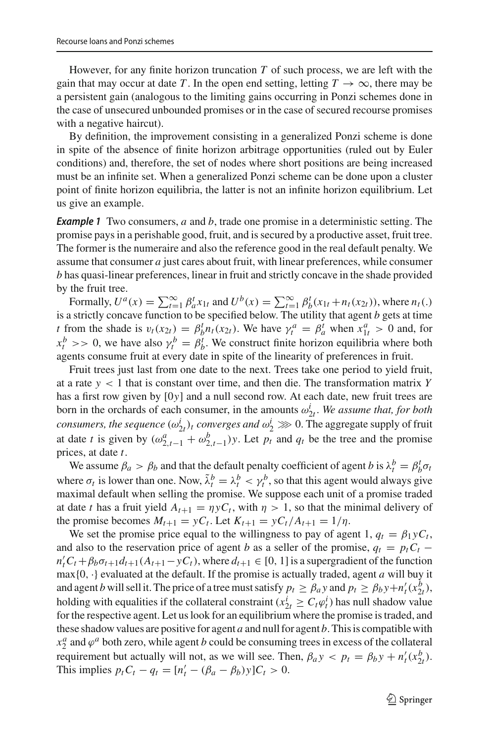However, for any finite horizon truncation $T$ of such process, we are left with the gain that may occur at date $T$. In the open end setting, letting $T \to \infty$, there may be a persistent gain (analogous to the limiting gains occurring in Ponzi schemes done in the case of unsecured unbounded promises or in the case of secured recourse promises with a negative haircut).

By definition, the improvement consisting in a generalized Ponzi scheme is done in spite of the absence of finite horizon arbitrage opportunities (ruled out by Euler conditions) and, therefore, the set of nodes where short positions are being increased must be an infinite set. When a generalized Ponzi scheme can be done upon a cluster point of finite horizon equilibria, the latter is not an infinite horizon equilibrium. Let us give an example.

***Example 1*** Two consumers, $a$ and $b$, trade one promise in a deterministic setting. The promise pays in a perishable good, fruit, and is secured by a productive asset, fruit tree. The former is the numeraire and also the reference good in the real default penalty. We assume that consumer $a$ just cares about fruit, with linear preferences, while consumer $b$ has quasi-linear preferences, linear in fruit and strictly concave in the shade provided by the fruit tree.

Formally, $U^a(x) = \sum_{t=1}^{\infty} \beta_a^t x_{1t}$ and $U^b(x) = \sum_{t=1}^{\infty} \beta_b^t (x_{1t} + n_t(x_{2t}))$, where $n_t(.)$ is a strictly concave function to be specified below. The utility that agent $b$ gets at time $t$ from the shade is $v_t(x_{2t}) = \beta_b^t n_t(x_{2t})$. We have $\gamma_t^a = \beta_a^t$ when $x_{1t}^a > 0$ and, for $x_t^b >> 0$, we have also $\gamma_t^b = \beta_b^t$. We construct finite horizon equilibria where both agents consume fruit at every date in spite of the linearity of preferences in fruit.

Fruit trees just last from one date to the next. Trees take one period to yield fruit, at a rate $y < 1$ that is constant over time, and then die. The transformation matrix $Y$ has a first row given by $[0y]$ and a null second row. At each date, new fruit trees are born in the orchards of each consumer, in the amounts $\omega_{2t}^i$. *We assume that, for both consumers, the sequence $(\omega_{2t}^i)_t$ converges and $\omega_2^i \ggg 0$.* The aggregate supply of fruit at date $t$ is given by $(\omega_{2,t-1}^a + \omega_{2,t-1}^b)y$. Let $p_t$ and $q_t$ be the tree and the promise prices, at date $t$.

We assume $\beta_a > \beta_b$ and that the default penalty coefficient of agent $b$ is $\lambda_t^b = \beta_b^t \sigma_t$ where $\sigma_t$ is lower than one. Now, $\tilde{\lambda}_t^b = \lambda_t^b < \gamma_t^b$, so that this agent would always give maximal default when selling the promise. We suppose each unit of a promise traded at date $t$ has a fruit yield $A_{t+1} = \eta y C_t$, with $\eta > 1$, so that the minimal delivery of the promise becomes $M_{t+1} = yC_t$. Let $K_{t+1} = yC_t/A_{t+1} = 1/\eta$.

We set the promise price equal to the willingness to pay of agent 1, $q_t = \beta_1 y C_t$, and also to the reservation price of agent $b$ as a seller of the promise, $q_t = p_t C_t - n_t' C_t + \beta_b \sigma_{t+1} d_{t+1}(A_{t+1} - yC_t)$, where $d_{t+1} \in [0, 1]$ is a supergradient of the function $\max\{0, \cdot\}$ evaluated at the default. If the promise is actually traded, agent $a$ will buy it and agent $b$ will sell it. The price of a tree must satisfy $p_t \geq \beta_a y$ and $p_t \geq \beta_b y + n_t'(x_{2t}^b)$, holding with equalities if the collateral constraint ($x_{2t}^i \geq C_t \varphi_t^i$) has null shadow value for the respective agent. Let us look for an equilibrium where the promise is traded, and these shadow values are positive for agent $a$ and null for agent $b$. This is compatible with $x_2^a$ and $\varphi^a$ both zero, while agent $b$ could be consuming trees in excess of the collateral requirement but actually will not, as we will see. Then, $\beta_a y < p_t = \beta_b y + n_t'(x_{2t}^b)$. This implies $p_t C_t - q_t = [n_t' - (\beta_a - \beta_b)y]C_t > 0$.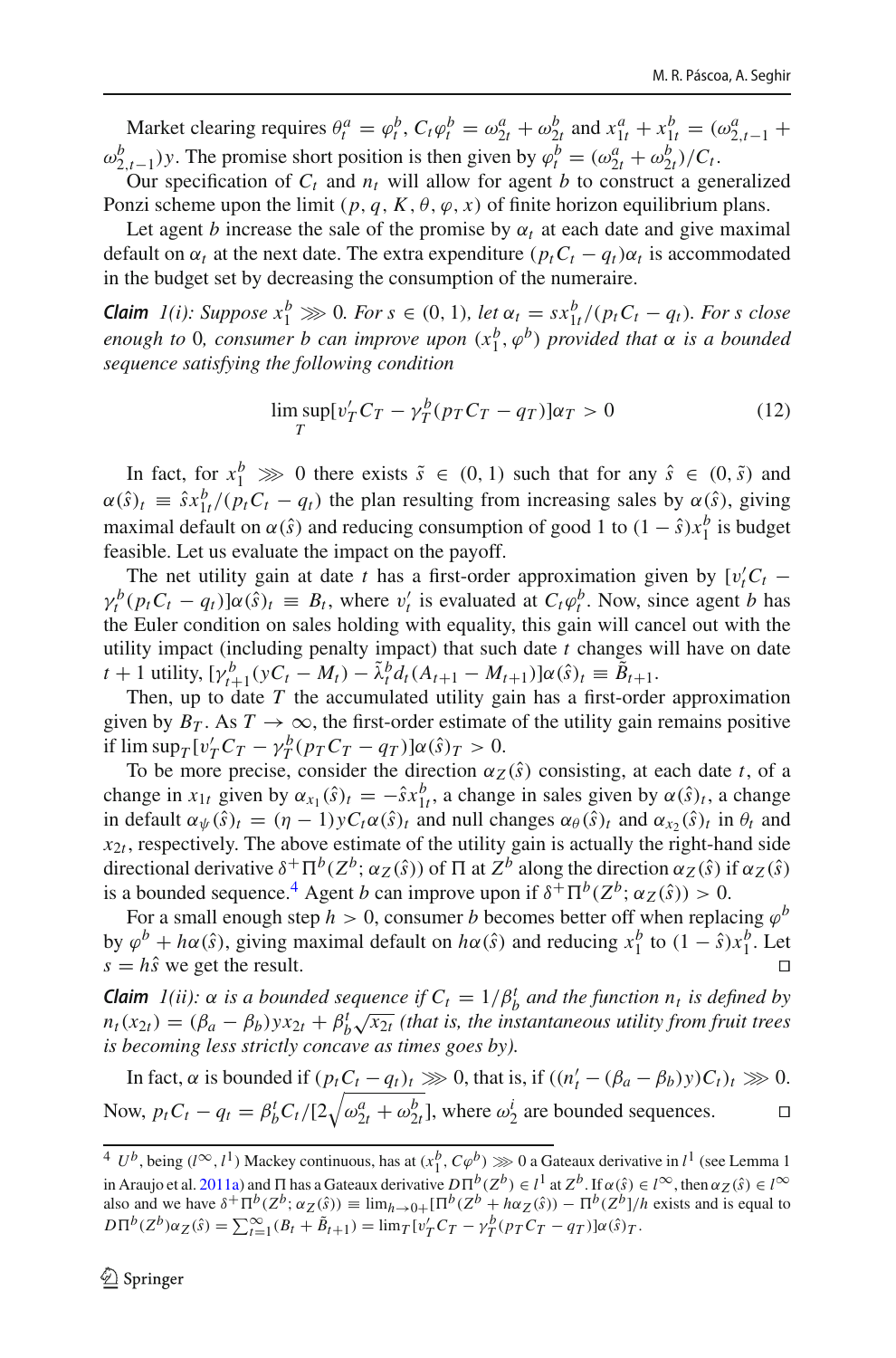Market clearing requires $\theta_t^a = \varphi_t^b$, $C_t\varphi_t^b = \omega_{2t}^a + \omega_{2t}^b$ and $x_{1t}^a + x_{1t}^b = (\omega_{2,t-1}^a + \omega_{2,t-1}^b)y$. The promise short position is then given by $\varphi_t^b = (\omega_{2t}^a + \omega_{2t}^b)/C_t$.

Our specification of $C_t$ and $n_t$ will allow for agent $b$ to construct a generalized Ponzi scheme upon the limit $(p, q, K, \theta, \varphi, x)$ of finite horizon equilibrium plans.

Let agent $b$ increase the sale of the promise by $\alpha_t$ at each date and give maximal default on $\alpha_t$ at the next date. The extra expenditure $(p_tC_t - q_t)\alpha_t$ is accommodated in the budget set by decreasing the consumption of the numeraire.

***Claim** 1(i): Suppose $x_1^b \ggg 0$. For $s \in (0, 1)$, let $\alpha_t = sx_{1t}^b/(p_tC_t - q_t)$. For $s$ close enough to 0, consumer $b$ can improve upon $(x_1^b, \varphi^b)$ provided that $\alpha$ is a bounded sequence satisfying the following condition*

$$\limsup_T [v_T' C_T - \gamma_T^b (p_T C_T - q_T)]\alpha_T > 0 \tag{12}$$

In fact, for $x_1^b \ggg 0$ there exists $\tilde{s} \in (0, 1)$ such that for any $\hat{s} \in (0, \tilde{s})$ and $\alpha(\hat{s})_t \equiv \hat{s}x_{1t}^b/(p_tC_t - q_t)$ the plan resulting from increasing sales by $\alpha(\hat{s})$, giving maximal default on $\alpha(\hat{s})$ and reducing consumption of good 1 to $(1 - \hat{s})x_1^b$ is budget feasible. Let us evaluate the impact on the payoff.

The net utility gain at date $t$ has a first-order approximation given by $[v_t'C_t - \gamma_t^b(p_tC_t - q_t)]\alpha(\hat{s})_t \equiv B_t$, where $v_t'$ is evaluated at $C_t\varphi_t^b$. Now, since agent $b$ has the Euler condition on sales holding with equality, this gain will cancel out with the utility impact (including penalty impact) that such date $t$ changes will have on date $t+1$ utility, $[\gamma_{t+1}^b(yC_t - M_t) - \tilde{\lambda}_t^b d_t(A_{t+1} - M_{t+1})]\alpha(\hat{s})_t \equiv \tilde{B}_{t+1}$.

Then, up to date $T$ the accumulated utility gain has a first-order approximation given by $B_T$. As $T \to \infty$, the first-order estimate of the utility gain remains positive if $\limsup_T [v_T'C_T - \gamma_T^b(p_TC_T - q_T)]\alpha(\hat{s})_T > 0$.

To be more precise, consider the direction $\alpha_Z(\hat{s})$ consisting, at each date $t$, of a change in $x_{1t}$ given by $\alpha_{x_1}(\hat{s})_t = -\hat{s}x_{1t}^b$, a change in sales given by $\alpha(\hat{s})_t$, a change in default $\alpha_\psi(\hat{s})_t = (\eta - 1)yC_t\alpha(\hat{s})_t$ and null changes $\alpha_\theta(\hat{s})_t$ and $\alpha_{x_2}(\hat{s})_t$ in $\theta_t$ and $x_{2t}$, respectively. The above estimate of the utility gain is actually the right-hand side directional derivative $\delta^+\Pi^b(Z^b; \alpha_Z(\hat{s}))$ of $\Pi$ at $Z^b$ along the direction $\alpha_Z(\hat{s})$ if $\alpha_Z(\hat{s})$ is a bounded sequence.[4] Agent $b$ can improve upon if $\delta^+\Pi^b(Z^b; \alpha_Z(\hat{s})) > 0$.

For a small enough step $h > 0$, consumer $b$ becomes better off when replacing $\varphi^b$ by $\varphi^b + h\alpha(\hat{s})$, giving maximal default on $h\alpha(\hat{s})$ and reducing $x_1^b$ to $(1 - \hat{s})x_1^b$. Let $s = h\hat{s}$ we get the result. □

***Claim** 1(ii): $\alpha$ is a bounded sequence if $C_t = 1/\beta_b^t$ and the function $n_t$ is defined by $n_t(x_{2t}) = (\beta_a - \beta_b)yx_{2t} + \beta_b^t\sqrt{x_{2t}}$ (that is, the instantaneous utility from fruit trees is becoming less strictly concave as times goes by).*

In fact, $\alpha$ is bounded if $(p_tC_t - q_t)_t \ggg 0$, that is, if $((n_t' - (\beta_a - \beta_b)y)C_t)_t \ggg 0$. Now, $p_tC_t - q_t = \beta_b^tC_t/[2\sqrt{\omega_{2t}^a + \omega_{2t}^b}]$, where $\omega_2^i$ are bounded sequences. □

---

[4] $U^b$, being $(l^\infty, l^1)$ Mackey continuous, has at $(x_1^b, C\varphi^b) \ggg 0$ a Gateaux derivative in $l^1$ (see Lemma 1 in Araujo et al. 2011a) and $\Pi$ has a Gateaux derivative $D\Pi^b(Z^b) \in l^1$ at $Z^b$. If $\alpha(\hat{s}) \in l^\infty$, then $\alpha_Z(\hat{s}) \in l^\infty$ also and we have $\delta^+\Pi^b(Z^b; \alpha_Z(\hat{s})) \equiv \lim_{h\to 0+}[\Pi^b(Z^b + h\alpha_Z(\hat{s})) - \Pi^b(Z^b)]/h$ exists and is equal to $D\Pi^b(Z^b)\alpha_Z(\hat{s}) = \sum_{t=1}^\infty (B_t + \tilde{B}_{t+1}) = \lim_T [v_T'C_T - \gamma_T^b(p_TC_T - q_T)]\alpha(\hat{s})_T$.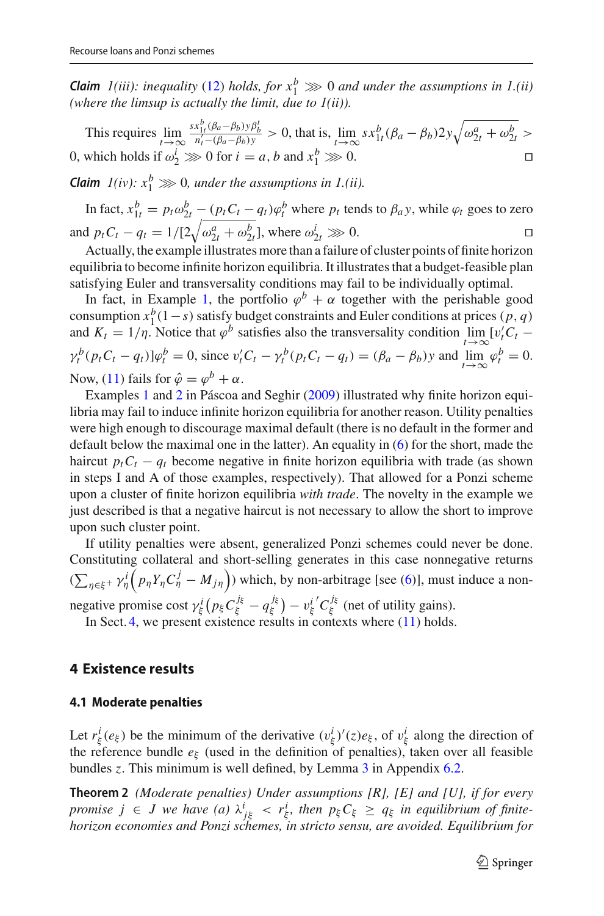***Claim*** *1(iii): inequality (12) holds, for $x_1^b \ggg 0$ and under the assumptions in 1.(ii) (where the limsup is actually the limit, due to 1(ii)).*

This requires $\lim_{t\to\infty} \frac{s x_{1t}^b (\beta_a - \beta_b) y \beta_b^t}{n_t' - (\beta_a - \beta_b) y} > 0$, that is, $\lim_{t\to\infty} s x_{1t}^b (\beta_a - \beta_b) 2y \sqrt{\omega_{2t}^a + \omega_{2t}^b} > 0$, which holds if $\omega_2^i \ggg 0$ for $i = a, b$ and $x_1^b \ggg 0$. □

***Claim*** *1(iv): $x_1^b \ggg 0$, under the assumptions in 1.(ii).*

In fact, $x_{1t}^b = p_t \omega_{2t}^b - (p_t C_t - q_t)\varphi_t^b$ where $p_t$ tends to $\beta_a y$, while $\varphi_t$ goes to zero and $p_t C_t - q_t = 1/[2\sqrt{\omega_{2t}^a + \omega_{2t}^b}]$, where $\omega_{2t}^i \ggg 0$. □

Actually, the example illustrates more than a failure of cluster points of finite horizon equilibria to become infinite horizon equilibria. It illustrates that a budget-feasible plan satisfying Euler and transversality conditions may fail to be individually optimal.

In fact, in Example 1, the portfolio $\varphi^b + \alpha$ together with the perishable good consumption $x_1^b(1-s)$ satisfy budget constraints and Euler conditions at prices $(p, q)$ and $K_t = 1/\eta$. Notice that $\varphi^b$ satisfies also the transversality condition $\lim_{t\to\infty} [v_t' C_t - \gamma_t^b (p_t C_t - q_t)]\varphi_t^b = 0$, since $v_t' C_t - \gamma_t^b (p_t C_t - q_t) = (\beta_a - \beta_b) y$ and $\lim_{t\to\infty} \varphi_t^b = 0$. Now, (11) fails for $\hat{\varphi} = \varphi^b + \alpha$.

Examples 1 and 2 in Páscoa and Seghir (2009) illustrated why finite horizon equilibria may fail to induce infinite horizon equilibria for another reason. Utility penalties were high enough to discourage maximal default (there is no default in the former and default below the maximal one in the latter). An equality in (6) for the short, made the haircut $p_t C_t - q_t$ become negative in finite horizon equilibria with trade (as shown in steps I and A of those examples, respectively). That allowed for a Ponzi scheme upon a cluster of finite horizon equilibria *with trade*. The novelty in the example we just described is that a negative haircut is not necessary to allow the short to improve upon such cluster point.

If utility penalties were absent, generalized Ponzi schemes could never be done. Constituting collateral and short-selling generates in this case nonnegative returns ($\sum_{\eta\in\xi^+} \gamma_\eta^i \left(p_\eta Y_\eta C_\eta^j - M_{j\eta}\right)$) which, by non-arbitrage [see (6)], must induce a nonnegative promise cost $\gamma_\xi^i \left(p_\xi C_\xi^{j_\xi} - q_\xi^{j_\xi}\right) - v_\xi^{i\,\prime} C_\xi^{j_\xi}$ (net of utility gains).

In Sect. 4, we present existence results in contexts where (11) holds.

## 4 Existence results

### 4.1 Moderate penalties

Let $r_\xi^i(e_\xi)$ be the minimum of the derivative $(v_\xi^i)'(z)e_\xi$, of $v_\xi^i$ along the direction of the reference bundle $e_\xi$ (used in the definition of penalties), taken over all feasible bundles $z$. This minimum is well defined, by Lemma 3 in Appendix 6.2.

**Theorem 2** *(Moderate penalties) Under assumptions [R], [E] and [U], if for every promise $j \in J$ we have (a) $\lambda_{j\xi}^i < r_\xi^i$, then $p_\xi C_\xi \geq q_\xi$ in equilibrium of finite-horizon economies and Ponzi schemes, in stricto sensu, are avoided. Equilibrium for*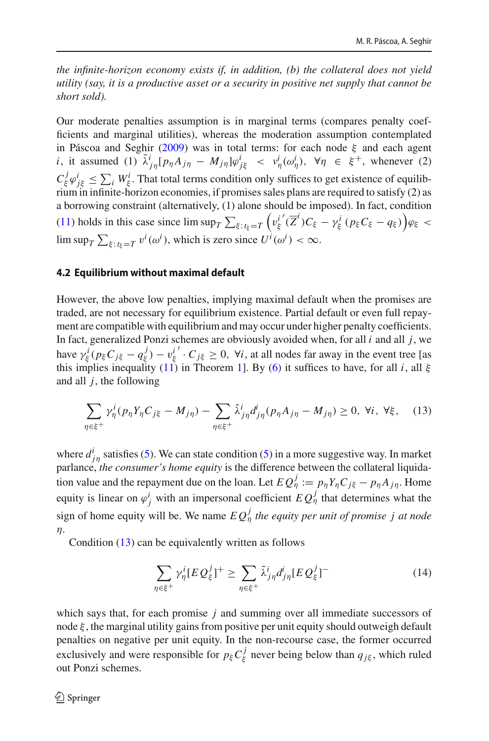*the infinite-horizon economy exists if, in addition, (b) the collateral does not yield utility (say, it is a productive asset or a security in positive net supply that cannot be short sold).*

Our moderate penalties assumption is in marginal terms (compares penalty coefficients and marginal utilities), whereas the moderation assumption contemplated in Páscoa and Seghir (2009) was in total terms: for each node $\xi$ and each agent $i$, it assumed (1) $\tilde{\lambda}^i_{j\eta}[p_\eta A_{j\eta} - M_{j\eta}]\varphi^i_{j\xi} < v^i_\eta(\omega^i_\eta)$, $\forall \eta \in \xi^+$, whenever (2) $C^j_\xi \varphi^i_{j\xi} \leq \sum_i W^i_\xi$. That total terms condition only suffices to get existence of equilibrium in infinite-horizon economies, if promises sales plans are required to satisfy (2) as a borrowing constraint (alternatively, (1) alone should be imposed). In fact, condition (11) holds in this case since $\limsup_T \sum_{\xi: t_\xi = T} \left( v^{i\,\prime}_\xi(\overline{Z}^i) C_\xi - \gamma^i_\xi (p_\xi C_\xi - q_\xi) \right) \varphi_\xi < \limsup_T \sum_{\xi: t_\xi = T} v^i(\omega^i)$, which is zero since $U^i(\omega^i) < \infty$.

### 4.2 Equilibrium without maximal default

However, the above low penalties, implying maximal default when the promises are traded, are not necessary for equilibrium existence. Partial default or even full repayment are compatible with equilibrium and may occur under higher penalty coefficients. In fact, generalized Ponzi schemes are obviously avoided when, for all $i$ and all $j$, we have $\gamma^i_\xi (p_\xi C_{j\xi} - q^j_\xi) - v^{i\,\prime}_\xi \cdot C_{j\xi} \geq 0$, $\forall i$, at all nodes far away in the event tree [as this implies inequality (11) in Theorem 1]. By (6) it suffices to have, for all $i$, all $\xi$ and all $j$, the following

$$\sum_{\eta \in \xi^+} \gamma^i_\eta (p_\eta Y_\eta C_{j\xi} - M_{j\eta}) - \sum_{\eta \in \xi^+} \tilde{\lambda}^i_{j\eta} d^i_{j\eta} (p_\eta A_{j\eta} - M_{j\eta}) \geq 0, \ \forall i, \ \forall \xi, \tag{13}$$

where $d^i_{j\eta}$ satisfies (5). We can state condition (5) in a more suggestive way. In market parlance, *the consumer's home equity* is the difference between the collateral liquidation value and the repayment due on the loan. Let $EQ^j_\eta := p_\eta Y_\eta C_{j\xi} - p_\eta A_{j\eta}$. Home equity is linear on $\varphi^i_j$ with an impersonal coefficient $EQ^j_\eta$ that determines what the sign of home equity will be. We name $EQ^j_\eta$ *the equity per unit of promise* $j$ *at node* $\eta$.

Condition (13) can be equivalently written as follows

$$\sum_{\eta \in \xi^+} \gamma^i_\eta [EQ^j_\xi]^+ \geq \sum_{\eta \in \xi^+} \tilde{\lambda}^i_{j\eta} d^i_{j\eta} [EQ^j_\xi]^- \tag{14}$$

which says that, for each promise $j$ and summing over all immediate successors of node $\xi$, the marginal utility gains from positive per unit equity should outweigh default penalties on negative per unit equity. In the non-recourse case, the former occurred exclusively and were responsible for $p_\xi C^j_\xi$ never being below than $q_{j\xi}$, which ruled out Ponzi schemes.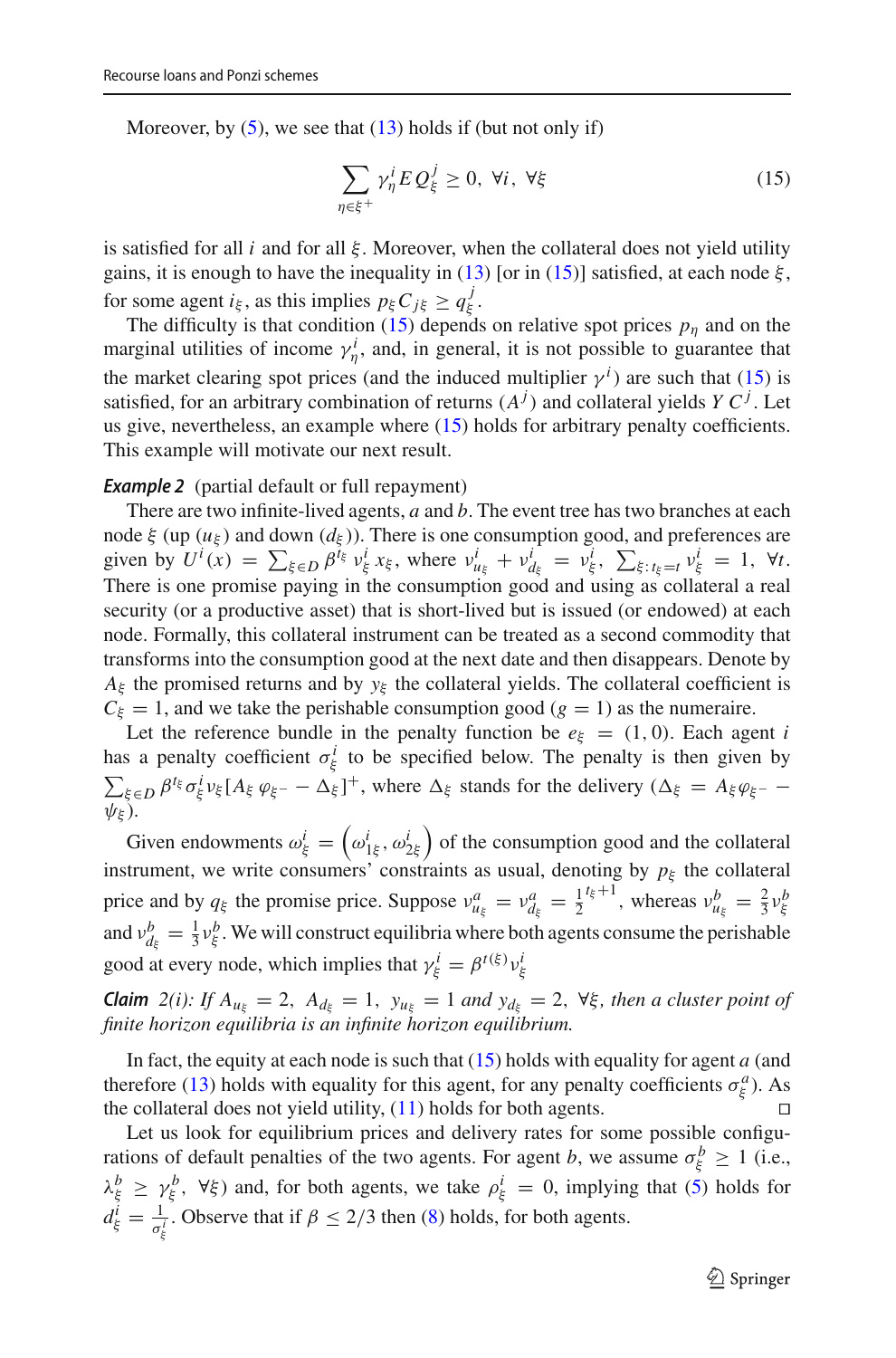Moreover, by (5), we see that (13) holds if (but not only if)

$$\sum_{\eta \in \xi^+} \gamma_\eta^i E Q_\xi^j \geq 0, \ \forall i, \ \forall \xi \tag{15}$$

is satisfied for all $i$ and for all $\xi$. Moreover, when the collateral does not yield utility gains, it is enough to have the inequality in (13) [or in (15)] satisfied, at each node $\xi$, for some agent $i_\xi$, as this implies $p_\xi C_{j\xi} \geq q_\xi^j$.

The difficulty is that condition (15) depends on relative spot prices $p_\eta$ and on the marginal utilities of income $\gamma_\eta^i$, and, in general, it is not possible to guarantee that the market clearing spot prices (and the induced multiplier $\gamma^i$) are such that (15) is satisfied, for an arbitrary combination of returns $(A^j)$ and collateral yields $Y C^j$. Let us give, nevertheless, an example where (15) holds for arbitrary penalty coefficients. This example will motivate our next result.

***Example 2*** (partial default or full repayment)

There are two infinite-lived agents, $a$ and $b$. The event tree has two branches at each node $\xi$ (up $(u_\xi)$ and down $(d_\xi)$). There is one consumption good, and preferences are given by $U^i(x) = \sum_{\xi \in D} \beta^{t_\xi} \nu_\xi^i x_\xi$, where $\nu_{u_\xi}^i + \nu_{d_\xi}^i = \nu_\xi^i$, $\sum_{\xi : t_\xi = t} \nu_\xi^i = 1, \ \forall t$. There is one promise paying in the consumption good and using as collateral a real security (or a productive asset) that is short-lived but is issued (or endowed) at each node. Formally, this collateral instrument can be treated as a second commodity that transforms into the consumption good at the next date and then disappears. Denote by $A_\xi$ the promised returns and by $y_\xi$ the collateral yields. The collateral coefficient is $C_\xi = 1$, and we take the perishable consumption good $(g = 1)$ as the numeraire.

Let the reference bundle in the penalty function be $e_\xi = (1, 0)$. Each agent $i$ has a penalty coefficient $\sigma_\xi^i$ to be specified below. The penalty is then given by $\sum_{\xi \in D} \beta^{t_\xi} \sigma_\xi^i \nu_\xi [A_\xi \varphi_{\xi^-} - \Delta_\xi]^+$, where $\Delta_\xi$ stands for the delivery $(\Delta_\xi = A_\xi \varphi_{\xi^-} - \psi_\xi)$.

Given endowments $\omega_\xi^i = \left(\omega_{1\xi}^i, \omega_{2\xi}^i\right)$ of the consumption good and the collateral instrument, we write consumers' constraints as usual, denoting by $p_\xi$ the collateral price and by $q_\xi$ the promise price. Suppose $\nu_{u_\xi}^a = \nu_{d_\xi}^a = \frac{1}{2}^{t_\xi + 1}$, whereas $\nu_{u_\xi}^b = \frac{2}{3} \nu_\xi^b$ and $\nu_{d_\xi}^b = \frac{1}{3} \nu_\xi^b$. We will construct equilibria where both agents consume the perishable good at every node, which implies that $\gamma_\xi^i = \beta^{t(\xi)} \nu_\xi^i$

***Claim*** *2(i): If $A_{u_\xi} = 2, \ A_{d_\xi} = 1, \ y_{u_\xi} = 1$ and $y_{d_\xi} = 2, \ \forall \xi$, then a cluster point of finite horizon equilibria is an infinite horizon equilibrium.*

In fact, the equity at each node is such that (15) holds with equality for agent $a$ (and therefore (13) holds with equality for this agent, for any penalty coefficients $\sigma_\xi^a$). As the collateral does not yield utility, (11) holds for both agents. □

Let us look for equilibrium prices and delivery rates for some possible configurations of default penalties of the two agents. For agent $b$, we assume $\sigma_\xi^b \geq 1$ (i.e., $\lambda_\xi^b \geq \gamma_\xi^b, \ \forall \xi$) and, for both agents, we take $\rho_\xi^i = 0$, implying that (5) holds for $d_\xi^i = \frac{1}{\sigma_\xi^i}$. Observe that if $\beta \leq 2/3$ then (8) holds, for both agents.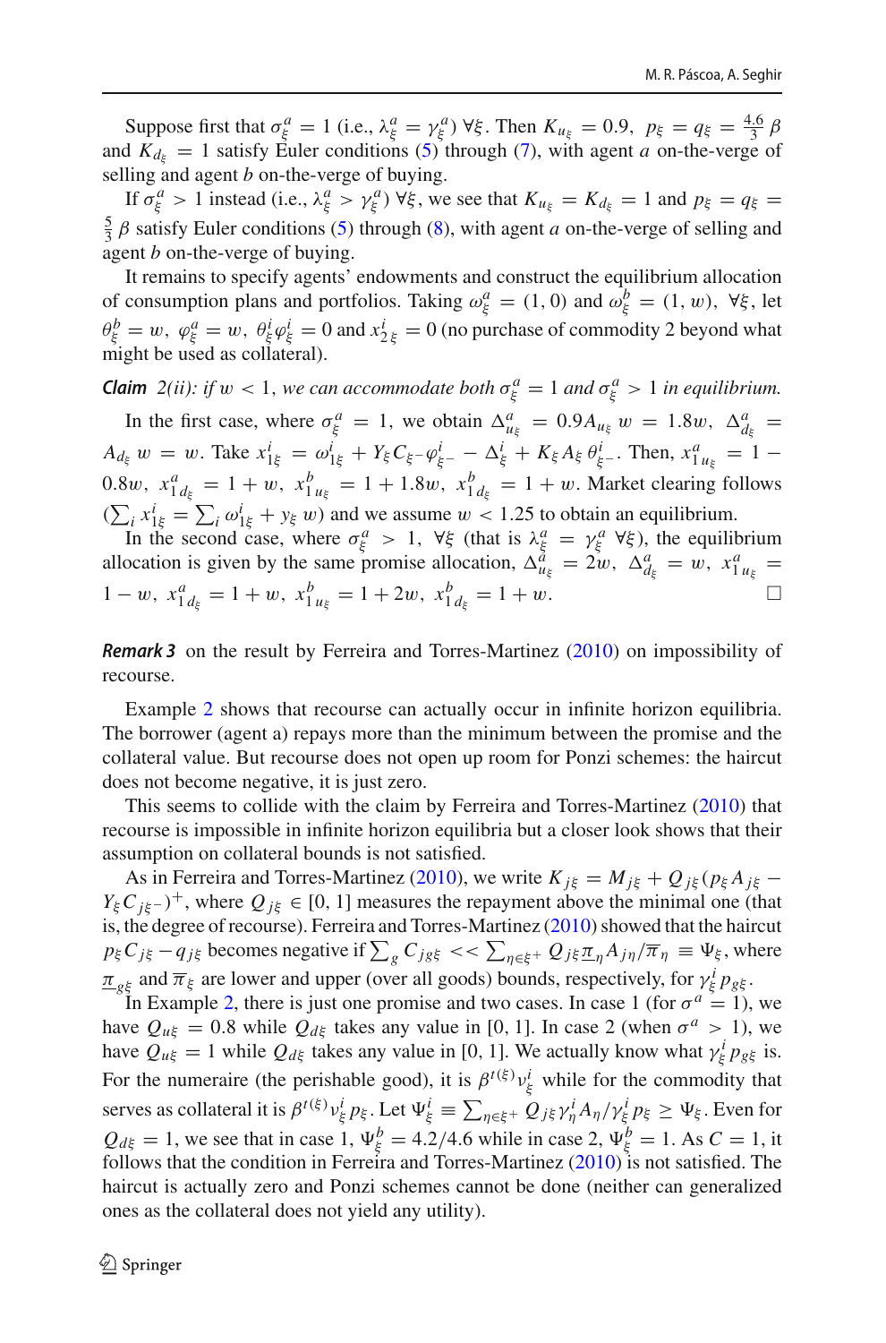Suppose first that $\sigma^a_\xi = 1$ (i.e., $\lambda^a_\xi = \gamma^a_\xi$) $\forall \xi$. Then $K_{u_\xi} = 0.9$, $p_\xi = q_\xi = \frac{4.6}{3}\beta$ and $K_{d_\xi} = 1$ satisfy Euler conditions (5) through (7), with agent $a$ on-the-verge of selling and agent $b$ on-the-verge of buying.

If $\sigma^a_\xi > 1$ instead (i.e., $\lambda^a_\xi > \gamma^a_\xi$) $\forall \xi$, we see that $K_{u_\xi} = K_{d_\xi} = 1$ and $p_\xi = q_\xi = \frac{5}{3}\beta$ satisfy Euler conditions (5) through (8), with agent $a$ on-the-verge of selling and agent $b$ on-the-verge of buying.

It remains to specify agents' endowments and construct the equilibrium allocation of consumption plans and portfolios. Taking $\omega^a_\xi = (1, 0)$ and $\omega^b_\xi = (1, w)$, $\forall \xi$, let $\theta^b_\xi = w$, $\varphi^a_\xi = w$, $\theta^i_\xi \varphi^i_\xi = 0$ and $x^i_{2\xi} = 0$ (no purchase of commodity 2 beyond what might be used as collateral).

***Claim** 2(ii): if $w < 1$, we can accommodate both $\sigma^a_\xi = 1$ and $\sigma^a_\xi > 1$ in equilibrium.*

In the first case, where $\sigma^a_\xi = 1$, we obtain $\Delta^a_{u_\xi} = 0.9A_{u_\xi} w = 1.8w$, $\Delta^a_{d_\xi} = A_{d_\xi} w = w$. Take $x^i_{1\xi} = \omega^i_{1\xi} + Y_\xi C_{\xi^-} \varphi^i_{\xi^-} - \Delta^i_\xi + K_\xi A_\xi \theta^i_{\xi^-}$. Then, $x^a_{1u_\xi} = 1 - 0.8w$, $x^a_{1d_\xi} = 1 + w$, $x^b_{1u_\xi} = 1 + 1.8w$, $x^b_{1d_\xi} = 1 + w$. Market clearing follows $(\sum_i x^i_{1\xi} = \sum_i \omega^i_{1\xi} + y_\xi w)$ and we assume $w < 1.25$ to obtain an equilibrium.

In the second case, where $\sigma^a_\xi > 1$, $\forall \xi$ (that is $\lambda^a_\xi = \gamma^a_\xi$ $\forall \xi$), the equilibrium allocation is given by the same promise allocation, $\Delta^a_{u_\xi} = 2w$, $\Delta^a_{d_\xi} = w$, $x^a_{1u_\xi} = 1 - w$, $x^a_{1d_\xi} = 1 + w$, $x^b_{1u_\xi} = 1 + 2w$, $x^b_{1d_\xi} = 1 + w$. □

***Remark 3*** on the result by Ferreira and Torres-Martinez (2010) on impossibility of recourse.

Example 2 shows that recourse can actually occur in infinite horizon equilibria. The borrower (agent a) repays more than the minimum between the promise and the collateral value. But recourse does not open up room for Ponzi schemes: the haircut does not become negative, it is just zero.

This seems to collide with the claim by Ferreira and Torres-Martinez (2010) that recourse is impossible in infinite horizon equilibria but a closer look shows that their assumption on collateral bounds is not satisfied.

As in Ferreira and Torres-Martinez (2010), we write $K_{j\xi} = M_{j\xi} + Q_{j\xi}(p_\xi A_{j\xi} - Y_\xi C_{j\xi^-})^+$, where $Q_{j\xi} \in [0, 1]$ measures the repayment above the minimal one (that is, the degree of recourse). Ferreira and Torres-Martinez (2010) showed that the haircut $p_\xi C_{j\xi} - q_{j\xi}$ becomes negative if $\sum_g C_{jg\xi} << \sum_{\eta \in \xi^+} Q_{j\xi} \underline{\pi}_\eta A_{j\eta} / \overline{\pi}_\eta \equiv \Psi_\xi$, where $\underline{\pi}_{g\xi}$ and $\overline{\pi}_\xi$ are lower and upper (over all goods) bounds, respectively, for $\gamma^i_\xi p_{g\xi}$.

In Example 2, there is just one promise and two cases. In case 1 (for $\sigma^a = 1$), we have $Q_{u\xi} = 0.8$ while $Q_{d\xi}$ takes any value in [0, 1]. In case 2 (when $\sigma^a > 1$), we have $Q_{u\xi} = 1$ while $Q_{d\xi}$ takes any value in [0, 1]. We actually know what $\gamma^i_\xi p_{g\xi}$ is. For the numeraire (the perishable good), it is $\beta^{t(\xi)} \nu^i_\xi$ while for the commodity that serves as collateral it is $\beta^{t(\xi)} \nu^i_\xi p_\xi$. Let $\Psi^i_\xi \equiv \sum_{\eta \in \xi^+} Q_{j\xi} \gamma^i_\eta A_\eta / \gamma^i_\xi p_\xi \geq \Psi_\xi$. Even for $Q_{d\xi} = 1$, we see that in case 1, $\Psi^b_\xi = 4.2/4.6$ while in case 2, $\Psi^b_\xi = 1$. As $C = 1$, it follows that the condition in Ferreira and Torres-Martinez (2010) is not satisfied. The haircut is actually zero and Ponzi schemes cannot be done (neither can generalized ones as the collateral does not yield any utility).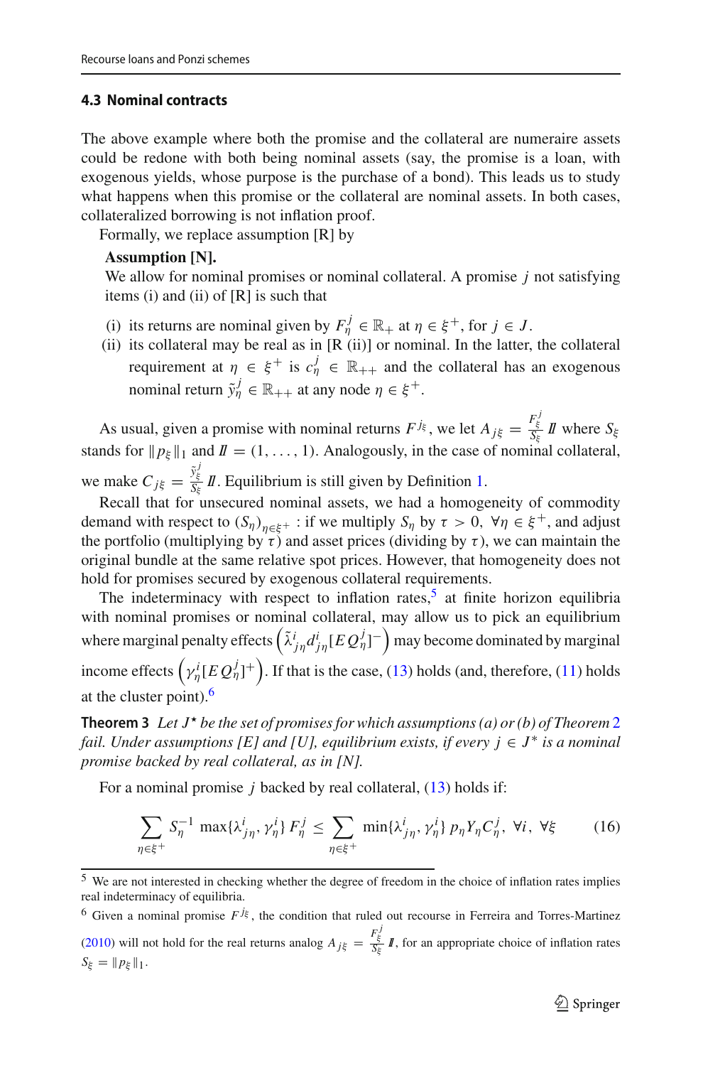### 4.3 Nominal contracts

The above example where both the promise and the collateral are numeraire assets could be redone with both being nominal assets (say, the promise is a loan, with exogenous yields, whose purpose is the purchase of a bond). This leads us to study what happens when this promise or the collateral are nominal assets. In both cases, collateralized borrowing is not inflation proof.

Formally, we replace assumption [R] by

**Assumption [N].**
We allow for nominal promises or nominal collateral. A promise $j$ not satisfying items (i) and (ii) of [R] is such that

(i) its returns are nominal given by $F^j_\eta \in \mathbb{R}_+$ at $\eta \in \xi^+$, for $j \in J$.
(ii) its collateral may be real as in [R (ii)] or nominal. In the latter, the collateral requirement at $\eta \in \xi^+$ is $c^j_\eta \in \mathbb{R}_{++}$ and the collateral has an exogenous nominal return $\tilde{y}^j_\eta \in \mathbb{R}_{++}$ at any node $\eta \in \xi^+$.

As usual, given a promise with nominal returns $F^{j_\xi}$, we let $A_{j\xi} = \frac{F^j_\xi}{S_\xi} \mathbb{1}$ where $S_\xi$ stands for $\|p_\xi\|_1$ and $\mathbb{1} = (1, \ldots, 1)$. Analogously, in the case of nominal collateral, we make $C_{j\xi} = \frac{\tilde{y}^j_\xi}{S_\xi} \mathbb{1}$. Equilibrium is still given by Definition 1.

Recall that for unsecured nominal assets, we had a homogeneity of commodity demand with respect to $(S_\eta)_{\eta \in \xi^+}$ : if we multiply $S_\eta$ by $\tau > 0$, $\forall \eta \in \xi^+$, and adjust the portfolio (multiplying by $\tau$) and asset prices (dividing by $\tau$), we can maintain the original bundle at the same relative spot prices. However, that homogeneity does not hold for promises secured by exogenous collateral requirements.

The indeterminacy with respect to inflation rates,[5] at finite horizon equilibria with nominal promises or nominal collateral, may allow us to pick an equilibrium where marginal penalty effects $\left(\tilde{\lambda}^i_{j\eta} d^i_{j\eta} [EQ^j_\eta]^-\right)$ may become dominated by marginal income effects $\left(\gamma^i_\eta [EQ^j_\eta]^+\right)$. If that is the case, (13) holds (and, therefore, (11) holds at the cluster point).[6]

**Theorem 3** *Let $J^\star$ be the set of promises for which assumptions (a) or (b) of Theorem 2 fail. Under assumptions [E] and [U], equilibrium exists, if every $j \in J^*$ is a nominal promise backed by real collateral, as in [N].*

For a nominal promise $j$ backed by real collateral, (13) holds if:

$$\sum_{\eta \in \xi^+} S^{-1}_\eta \max\{\lambda^i_{j\eta}, \gamma^i_\eta\} F^j_\eta \leq \sum_{\eta \in \xi^+} \min\{\lambda^i_{j\eta}, \gamma^i_\eta\} p_\eta Y_\eta C^j_\eta, \ \forall i, \ \forall \xi \tag{16}$$

[5] We are not interested in checking whether the degree of freedom in the choice of inflation rates implies real indeterminacy of equilibria.

[6] Given a nominal promise $F^{j_\xi}$, the condition that ruled out recourse in Ferreira and Torres-Martinez (2010) will not hold for the real returns analog $A_{j\xi} = \frac{F^j_\xi}{S_\xi} \mathbb{1}$, for an appropriate choice of inflation rates $S_\xi = \|p_\xi\|_1$.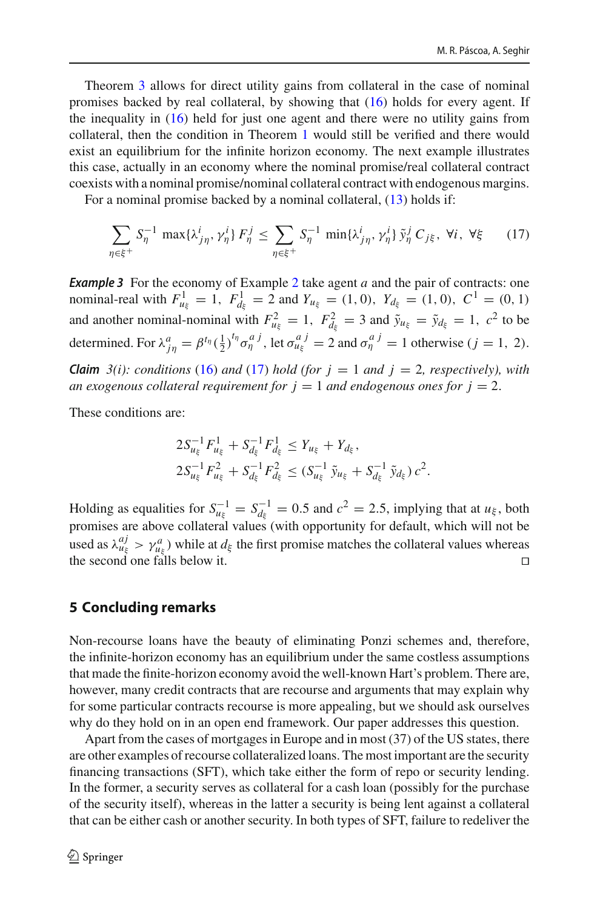Theorem 3 allows for direct utility gains from collateral in the case of nominal promises backed by real collateral, by showing that (16) holds for every agent. If the inequality in (16) held for just one agent and there were no utility gains from collateral, then the condition in Theorem 1 would still be verified and there would exist an equilibrium for the infinite horizon economy. The next example illustrates this case, actually in an economy where the nominal promise/real collateral contract coexists with a nominal promise/nominal collateral contract with endogenous margins.

For a nominal promise backed by a nominal collateral, (13) holds if:

$$\sum_{\eta \in \xi^+} S_\eta^{-1} \max\{\lambda_{j\eta}^i, \gamma_\eta^i\} F_\eta^j \le \sum_{\eta \in \xi^+} S_\eta^{-1} \min\{\lambda_{j\eta}^i, \gamma_\eta^i\} \tilde{y}_\eta^j C_{j\xi}, \ \forall i, \ \forall \xi \tag{17}$$

***Example 3*** For the economy of Example 2 take agent $a$ and the pair of contracts: one nominal-real with $F_{u_\xi}^1 = 1, \ F_{d_\xi}^1 = 2$ and $Y_{u_\xi} = (1, 0), \ Y_{d_\xi} = (1, 0), \ C^1 = (0, 1)$ and another nominal-nominal with $F_{u_\xi}^2 = 1, \ F_{d_\xi}^2 = 3$ and $\tilde{y}_{u_\xi} = \tilde{y}_{d_\xi} = 1, \ c^2$ to be determined. For $\lambda_{j\eta}^a = \beta^{t_\eta} (\frac{1}{2})^{t_\eta} \sigma_\eta^{a\,j}$, let $\sigma_{u_\xi}^{a\,j} = 2$ and $\sigma_\eta^{a\,j} = 1$ otherwise $(j = 1, \ 2)$.

***Claim*** *3(i): conditions (16) and (17) hold (for $j = 1$ and $j = 2$, respectively), with an exogenous collateral requirement for $j = 1$ and endogenous ones for $j = 2$.*

These conditions are:

$$2S_{u_\xi}^{-1} F_{u_\xi}^1 + S_{d_\xi}^{-1} F_{d_\xi}^1 \le Y_{u_\xi} + Y_{d_\xi},$$
$$2S_{u_\xi}^{-1} F_{u_\xi}^2 + S_{d_\xi}^{-1} F_{d_\xi}^2 \le (S_{u_\xi}^{-1} \tilde{y}_{u_\xi} + S_{d_\xi}^{-1} \tilde{y}_{d_\xi}) c^2.$$

Holding as equalities for $S_{u_\xi}^{-1} = S_{d_\xi}^{-1} = 0.5$ and $c^2 = 2.5$, implying that at $u_\xi$, both promises are above collateral values (with opportunity for default, which will not be used as $\lambda_{u_\xi}^{aj} > \gamma_{u_\xi}^a$) while at $d_\xi$ the first promise matches the collateral values whereas the second one falls below it. □

## 5 Concluding remarks

Non-recourse loans have the beauty of eliminating Ponzi schemes and, therefore, the infinite-horizon economy has an equilibrium under the same costless assumptions that made the finite-horizon economy avoid the well-known Hart's problem. There are, however, many credit contracts that are recourse and arguments that may explain why for some particular contracts recourse is more appealing, but we should ask ourselves why do they hold on in an open end framework. Our paper addresses this question.

Apart from the cases of mortgages in Europe and in most (37) of the US states, there are other examples of recourse collateralized loans. The most important are the security financing transactions (SFT), which take either the form of repo or security lending. In the former, a security serves as collateral for a cash loan (possibly for the purchase of the security itself), whereas in the latter a security is being lent against a collateral that can be either cash or another security. In both types of SFT, failure to redeliver the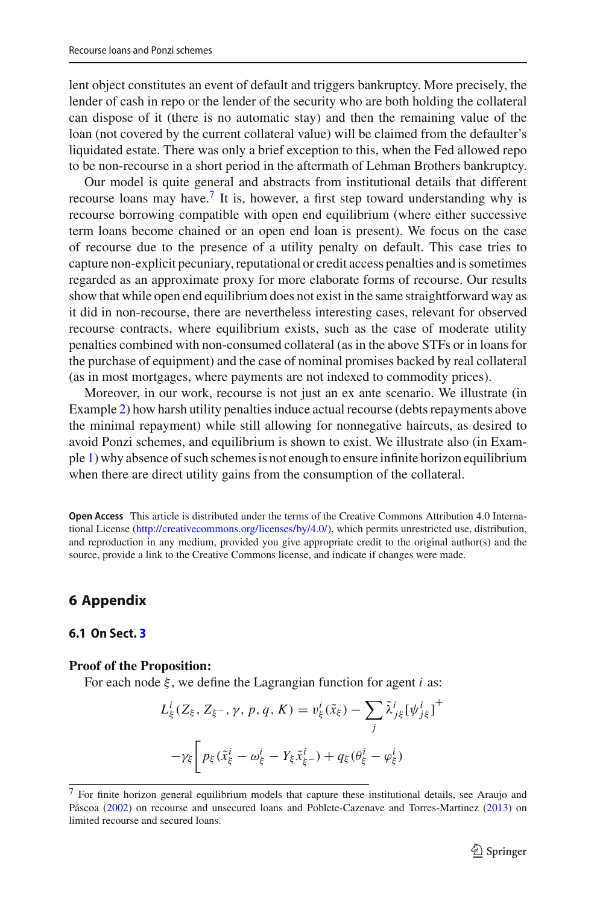lent object constitutes an event of default and triggers bankruptcy. More precisely, the lender of cash in repo or the lender of the security who are both holding the collateral can dispose of it (there is no automatic stay) and then the remaining value of the loan (not covered by the current collateral value) will be claimed from the defaulter's liquidated estate. There was only a brief exception to this, when the Fed allowed repo to be non-recourse in a short period in the aftermath of Lehman Brothers bankruptcy.

Our model is quite general and abstracts from institutional details that different recourse loans may have.[7] It is, however, a first step toward understanding why is recourse borrowing compatible with open end equilibrium (where either successive term loans become chained or an open end loan is present). We focus on the case of recourse due to the presence of a utility penalty on default. This case tries to capture non-explicit pecuniary, reputational or credit access penalties and is sometimes regarded as an approximate proxy for more elaborate forms of recourse. Our results show that while open end equilibrium does not exist in the same straightforward way as it did in non-recourse, there are nevertheless interesting cases, relevant for observed recourse contracts, where equilibrium exists, such as the case of moderate utility penalties combined with non-consumed collateral (as in the above STFs or in loans for the purchase of equipment) and the case of nominal promises backed by real collateral (as in most mortgages, where payments are not indexed to commodity prices).

Moreover, in our work, recourse is not just an ex ante scenario. We illustrate (in Example 2) how harsh utility penalties induce actual recourse (debts repayments above the minimal repayment) while still allowing for nonnegative haircuts, as desired to avoid Ponzi schemes, and equilibrium is shown to exist. We illustrate also (in Example 1) why absence of such schemes is not enough to ensure infinite horizon equilibrium when there are direct utility gains from the consumption of the collateral.

**Open Access** This article is distributed under the terms of the Creative Commons Attribution 4.0 International License (http://creativecommons.org/licenses/by/4.0/), which permits unrestricted use, distribution, and reproduction in any medium, provided you give appropriate credit to the original author(s) and the source, provide a link to the Creative Commons license, and indicate if changes were made.

## 6 Appendix

### 6.1 On Sect. 3

**Proof of the Proposition:**

For each node $\xi$, we define the Lagrangian function for agent $i$ as:

$$L_\xi^i(Z_\xi, Z_{\xi^-}, \gamma, p, q, K) = v_\xi^i(\tilde{x}_\xi) - \sum_j \tilde{\lambda}_{j\xi}^i [\psi_{j\xi}^i]^+$$

$$-\gamma_\xi \Big[ p_\xi(\tilde{x}_\xi^i - \omega_\xi^i - Y_\xi \tilde{x}_{\xi^-}^i) + q_\xi(\theta_\xi^i - \varphi_\xi^i)$$

[7] For finite horizon general equilibrium models that capture these institutional details, see Araujo and Páscoa (2002) on recourse and unsecured loans and Poblete-Cazenave and Torres-Martinez (2013) on limited recourse and secured loans.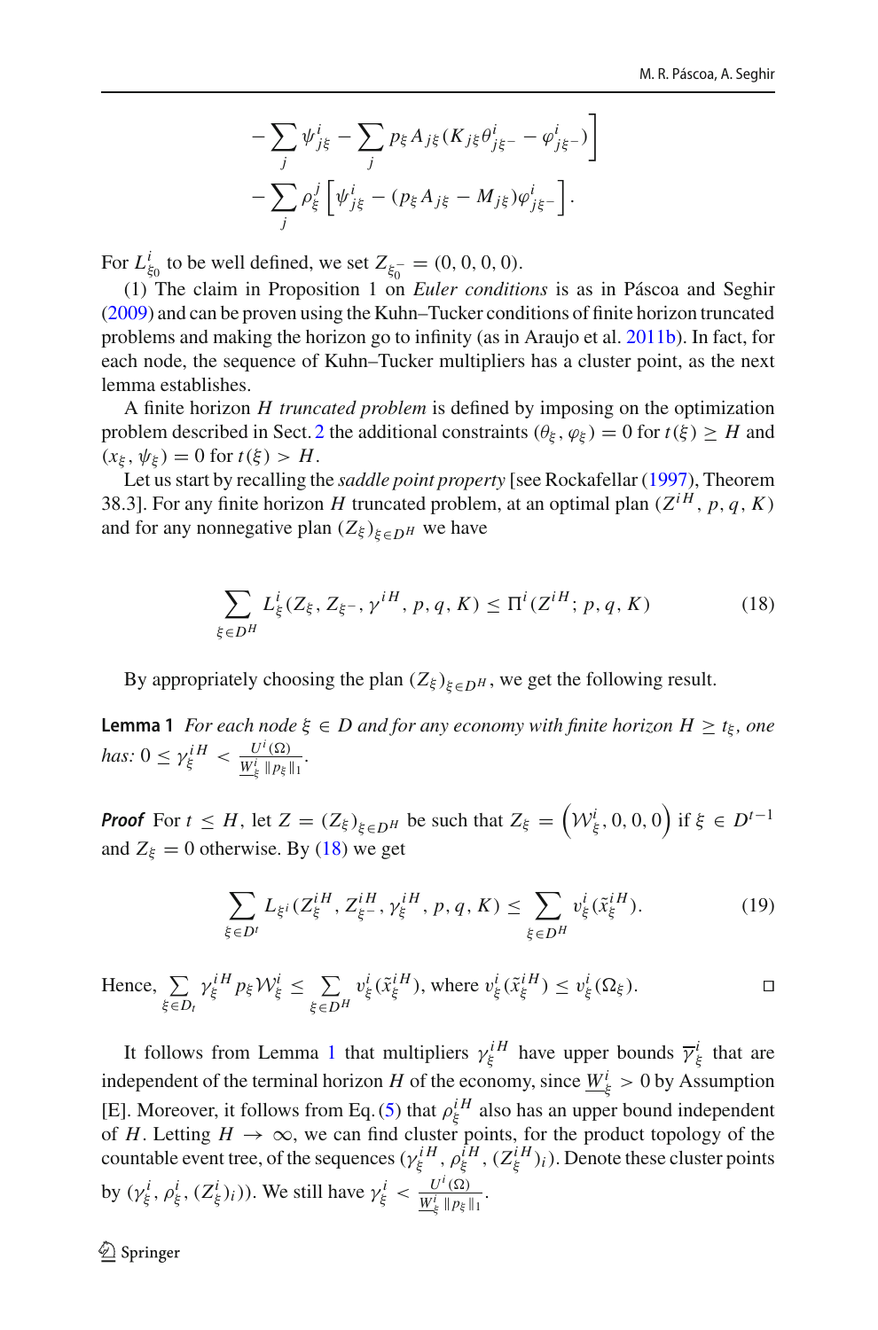$$
- \sum_j \psi^i_{j\xi} - \sum_j p_\xi A_{j\xi}(K_{j\xi}\theta^i_{j\xi^-} - \varphi^i_{j\xi^-})\Bigg]
$$

$$
- \sum_j \rho^j_\xi \left[\psi^i_{j\xi} - (p_\xi A_{j\xi} - M_{j\xi})\varphi^i_{j\xi^-}\right].
$$

For $L^i_{\xi_0}$ to be well defined, we set $Z_{\xi_0^-} = (0, 0, 0, 0)$.

(1) The claim in Proposition 1 on *Euler conditions* is as in Páscoa and Seghir (2009) and can be proven using the Kuhn–Tucker conditions of finite horizon truncated problems and making the horizon go to infinity (as in Araujo et al. 2011b). In fact, for each node, the sequence of Kuhn–Tucker multipliers has a cluster point, as the next lemma establishes.

A finite horizon $H$ *truncated problem* is defined by imposing on the optimization problem described in Sect. 2 the additional constraints $(\theta_\xi, \varphi_\xi) = 0$ for $t(\xi) \geq H$ and $(x_\xi, \psi_\xi) = 0$ for $t(\xi) > H$.

Let us start by recalling the *saddle point property* [see Rockafellar (1997), Theorem 38.3]. For any finite horizon $H$ truncated problem, at an optimal plan $(Z^{iH}, p, q, K)$ and for any nonnegative plan $(Z_\xi)_{\xi \in D^H}$ we have

$$
\sum_{\xi \in D^H} L^i_\xi(Z_\xi, Z_{\xi^-}, \gamma^{iH}, p, q, K) \leq \Pi^i(Z^{iH}; p, q, K) \tag{18}
$$

By appropriately choosing the plan $(Z_\xi)_{\xi \in D^H}$, we get the following result.

**Lemma 1** *For each node $\xi \in D$ and for any economy with finite horizon $H \geq t_\xi$, one has: $0 \leq \gamma^{iH}_\xi < \frac{U^i(\Omega)}{\underline{W}^i_\xi \, \|p_\xi\|_1}$.*

***Proof*** For $t \leq H$, let $Z = (Z_\xi)_{\xi \in D^H}$ be such that $Z_\xi = \left(\mathcal{W}^i_\xi, 0, 0, 0\right)$ if $\xi \in D^{t-1}$ and $Z_\xi = 0$ otherwise. By (18) we get

$$
\sum_{\xi \in D^t} L_{\xi^i}(Z^{iH}_\xi, Z^{iH}_{\xi^-}, \gamma^{iH}_\xi, p, q, K) \leq \sum_{\xi \in D^H} v^i_\xi(\tilde{x}^{iH}_\xi). \tag{19}
$$

Hence, $\sum_{\xi \in D_t} \gamma^{iH}_\xi p_\xi \mathcal{W}^i_\xi \leq \sum_{\xi \in D^H} v^i_\xi(\tilde{x}^{iH}_\xi)$, where $v^i_\xi(\tilde{x}^{iH}_\xi) \leq v^i_\xi(\Omega_\xi)$. □

It follows from Lemma 1 that multipliers $\gamma^{iH}_\xi$ have upper bounds $\overline{\gamma}^i_\xi$ that are independent of the terminal horizon $H$ of the economy, since $\underline{W}^i_\xi > 0$ by Assumption [E]. Moreover, it follows from Eq. (5) that $\rho^{iH}_\xi$ also has an upper bound independent of $H$. Letting $H \to \infty$, we can find cluster points, for the product topology of the countable event tree, of the sequences $(\gamma^{iH}_\xi, \rho^{iH}_\xi, (Z^{iH}_\xi)_i)$. Denote these cluster points by $(\gamma^i_\xi, \rho^i_\xi, (Z^i_\xi)_i))$. We still have $\gamma^i_\xi < \frac{U^i(\Omega)}{\underline{W}^i_\xi \, \|p_\xi\|_1}$.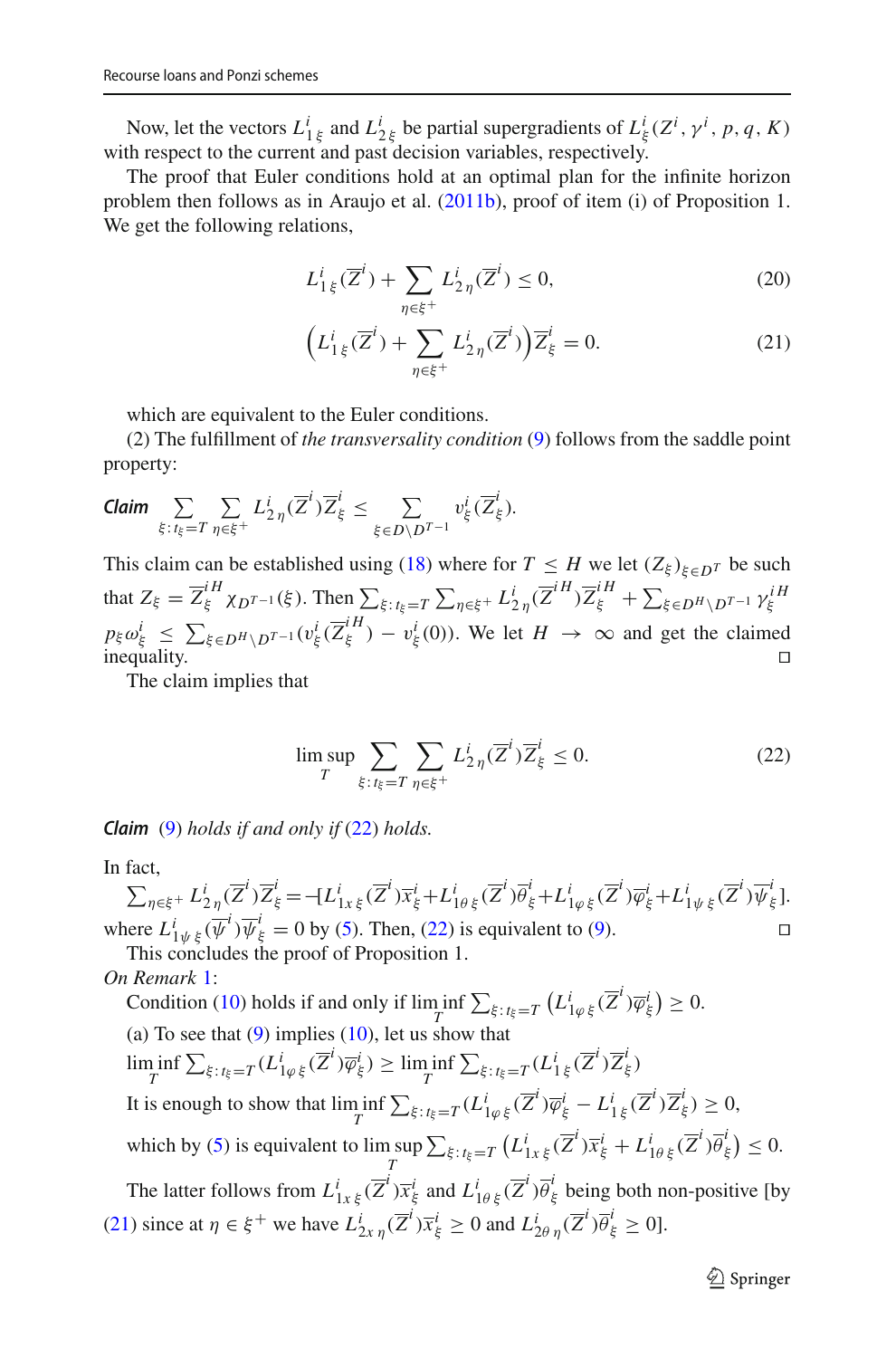Now, let the vectors $L^i_{1\,\xi}$ and $L^i_{2\,\xi}$ be partial supergradients of $L^i_\xi(Z^i, \gamma^i, p, q, K)$ with respect to the current and past decision variables, respectively.

The proof that Euler conditions hold at an optimal plan for the infinite horizon problem then follows as in Araujo et al. (2011b), proof of item (i) of Proposition 1. We get the following relations,

$$L^i_{1\,\xi}(\overline{Z}^i) + \sum_{\eta \in \xi^+} L^i_{2\,\eta}(\overline{Z}^i) \le 0, \tag{20}$$

$$\Big(L^i_{1\,\xi}(\overline{Z}^i) + \sum_{\eta \in \xi^+} L^i_{2\,\eta}(\overline{Z}^i)\Big)\overline{Z}^i_\xi = 0. \tag{21}$$

which are equivalent to the Euler conditions.

(2) The fulfillment of *the transversality condition* (9) follows from the saddle point property:

***Claim*** $\sum_{\xi:\,t_\xi = T} \sum_{\eta \in \xi^+} L^i_{2\,\eta}(\overline{Z}^i)\overline{Z}^i_\xi \le \sum_{\xi \in D \setminus D^{T-1}} v^i_\xi(\overline{Z}^i_\xi).$

This claim can be established using (18) where for $T \le H$ we let $(Z_\xi)_{\xi \in D^T}$ be such that $Z_\xi = \overline{Z}^{iH}_\xi \chi_{D^{T-1}}(\xi)$. Then $\sum_{\xi:\,t_\xi = T} \sum_{\eta \in \xi^+} L^i_{2\,\eta}(\overline{Z}^{iH})\overline{Z}^{iH}_\xi + \sum_{\xi \in D^H \setminus D^{T-1}} \gamma^{iH}_\xi p_\xi \omega^i_\xi \le \sum_{\xi \in D^H \setminus D^{T-1}} (v^i_\xi(\overline{Z}^{iH}_\xi) - v^i_\xi(0))$. We let $H \to \infty$ and get the claimed inequality. □

The claim implies that

$$\limsup_T \sum_{\xi:\,t_\xi = T} \sum_{\eta \in \xi^+} L^i_{2\,\eta}(\overline{Z}^i)\overline{Z}^i_\xi \le 0. \tag{22}$$

***Claim*** (9) *holds if and only if* (22) *holds.*

In fact,
$\sum_{\eta \in \xi^+} L^i_{2\,\eta}(\overline{Z}^i)\overline{Z}^i_\xi = -[L^i_{1x\,\xi}(\overline{Z}^i)\overline{x}^i_\xi + L^i_{1\theta\,\xi}(\overline{Z}^i)\overline{\theta}^i_\xi + L^i_{1\varphi\,\xi}(\overline{Z}^i)\overline{\varphi}^i_\xi + L^i_{1\psi\,\xi}(\overline{Z}^i)\overline{\psi}^i_\xi]$.
where $L^i_{1\psi\,\xi}(\overline{\psi}^i)\overline{\psi}^i_\xi = 0$ by (5). Then, (22) is equivalent to (9). □

This concludes the proof of Proposition 1.

*On Remark* 1:

Condition (10) holds if and only if $\liminf_T \sum_{\xi:\,t_\xi = T} \big(L^i_{1\varphi\,\xi}(\overline{Z}^i)\overline{\varphi}^i_\xi\big) \ge 0$.

(a) To see that (9) implies (10), let us show that
$\liminf_T \sum_{\xi:\,t_\xi = T} (L^i_{1\varphi\,\xi}(\overline{Z}^i)\overline{\varphi}^i_\xi) \ge \liminf_T \sum_{\xi:\,t_\xi = T} (L^i_{1\,\xi}(\overline{Z}^i)\overline{Z}^i_\xi)$

It is enough to show that $\liminf_T \sum_{\xi:\,t_\xi = T} (L^i_{1\varphi\,\xi}(\overline{Z}^i)\overline{\varphi}^i_\xi - L^i_{1\,\xi}(\overline{Z}^i)\overline{Z}^i_\xi) \ge 0$,

which by (5) is equivalent to $\limsup_T \sum_{\xi:\,t_\xi = T} \big(L^i_{1x\,\xi}(\overline{Z}^i)\overline{x}^i_\xi + L^i_{1\theta\,\xi}(\overline{Z}^i)\overline{\theta}^i_\xi\big) \le 0$.

The latter follows from $L^i_{1x\,\xi}(\overline{Z}^i)\overline{x}^i_\xi$ and $L^i_{1\theta\,\xi}(\overline{Z}^i)\overline{\theta}^i_\xi$ being both non-positive [by (21) since at $\eta \in \xi^+$ we have $L^i_{2x\,\eta}(\overline{Z}^i)\overline{x}^i_\xi \ge 0$ and $L^i_{2\theta\,\eta}(\overline{Z}^i)\overline{\theta}^i_\xi \ge 0$].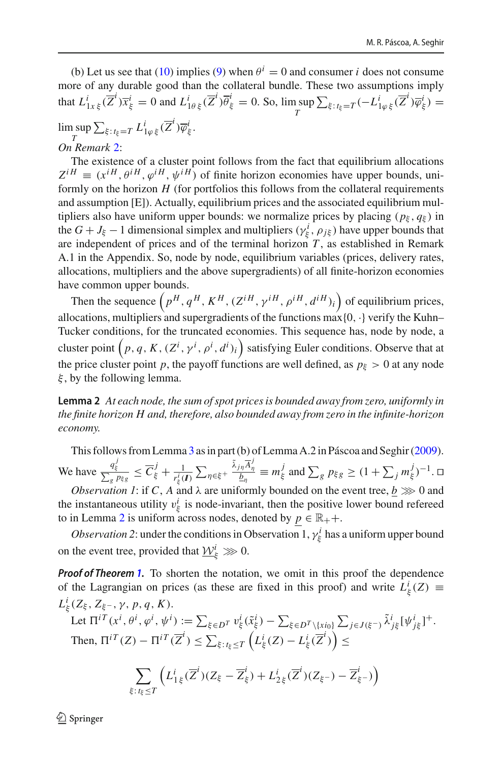(b) Let us see that (10) implies (9) when $\theta^i = 0$ and consumer $i$ does not consume more of any durable good than the collateral bundle. These two assumptions imply that $L^i_{1x\,\xi}(\overline{Z}^i)\overline{x}^i_\xi = 0$ and $L^i_{1\theta\,\xi}(\overline{Z}^i)\overline{\theta}^i_\xi = 0$. So, $\limsup_T \sum_{\xi:\, t_\xi = T}(-L^i_{1\varphi\,\xi}(\overline{Z}^i)\overline{\varphi}^i_\xi) = \limsup_T \sum_{\xi:\, t_\xi = T} L^i_{1\varphi\,\xi}(\overline{Z}^i)\overline{\varphi}^i_\xi$.

*On Remark 2*:

The existence of a cluster point follows from the fact that equilibrium allocations $Z^{iH} \equiv (x^{iH}, \theta^{iH}, \varphi^{iH}, \psi^{iH})$ of finite horizon economies have upper bounds, uniformly on the horizon $H$ (for portfolios this follows from the collateral requirements and assumption [E]). Actually, equilibrium prices and the associated equilibrium multipliers also have uniform upper bounds: we normalize prices by placing $(p_\xi, q_\xi)$ in the $G + J_\xi - 1$ dimensional simplex and multipliers $(\gamma^i_\xi, \rho_{j\xi})$ have upper bounds that are independent of prices and of the terminal horizon $T$, as established in Remark A.1 in the Appendix. So, node by node, equilibrium variables (prices, delivery rates, allocations, multipliers and the above supergradients) of all finite-horizon economies have common upper bounds.

Then the sequence $\left(p^H, q^H, K^H, (Z^{iH}, \gamma^{iH}, \rho^{iH}, d^{iH})_i\right)$ of equilibrium prices, allocations, multipliers and supergradients of the functions $\max\{0, \cdot\}$ verify the Kuhn–Tucker conditions, for the truncated economies. This sequence has, node by node, a cluster point $\left(p, q, K, (Z^i, \gamma^i, \rho^i, d^i)_i\right)$ satisfying Euler conditions. Observe that at the price cluster point $p$, the payoff functions are well defined, as $p_\xi > 0$ at any node $\xi$, by the following lemma.

**Lemma 2** *At each node, the sum of spot prices is bounded away from zero, uniformly in the finite horizon H and, therefore, also bounded away from zero in the infinite-horizon economy.*

This follows from Lemma 3 as in part (b) of Lemma A.2 in Páscoa and Seghir (2009). We have $\frac{q^j_\xi}{\sum_g p_{\xi g}} \le \overline{C}^j_\xi + \frac{1}{r^i_\xi(\mathbf{I})}\sum_{\eta\in\xi^+}\frac{\tilde{\lambda}_{j\eta}\overline{A}^j_\eta}{\underline{b}_\eta} \equiv m^j_\xi$ and $\sum_g p_{\xi g} \ge (1 + \sum_j m^j_\xi)^{-1}$. □

*Observation 1*: if $C$, $A$ and $\lambda$ are uniformly bounded on the event tree, $\underline{b} \ggg 0$ and the instantaneous utility $v^i_\xi$ is node-invariant, then the positive lower bound refereed to in Lemma 2 is uniform across nodes, denoted by $\underline{p} \in \mathbb{R}_{+}+$.

*Observation 2*: under the conditions in Observation 1, $\gamma^i_\xi$ has a uniform upper bound on the event tree, provided that $\underline{\mathcal{W}}^i_\xi \ggg 0$.

***Proof of Theorem 1.*** To shorten the notation, we omit in this proof the dependence of the Lagrangian on prices (as these are fixed in this proof) and write $L^i_\xi(Z) \equiv L^i_\xi(Z_\xi, Z_{\xi^-}, \gamma, p, q, K)$.

Let $\Pi^{iT}(x^i, \theta^i, \varphi^i, \psi^i) := \sum_{\xi\in D^T} v^i_\xi(\tilde{x}^i_\xi) - \sum_{\xi\in D^T\setminus\{xio\}}\sum_{j\in J(\xi^-)}\tilde{\lambda}^i_{j\xi}[\psi^i_{j\xi}]^+$.

Then, $\Pi^{iT}(Z) - \Pi^{iT}(\overline{Z}^i) \le \sum_{\xi:\, t_\xi\le T}\left(L^i_\xi(Z) - L^i_\xi(\overline{Z}^i)\right) \le$

$$\sum_{\xi:\, t_\xi\le T}\left(L^i_{1\,\xi}(\overline{Z}^i)(Z_\xi - \overline{Z}^i_\xi) + L^i_{2\,\xi}(\overline{Z}^i)(Z_{\xi^-}) - \overline{Z}^i_{\xi^-})\right)$$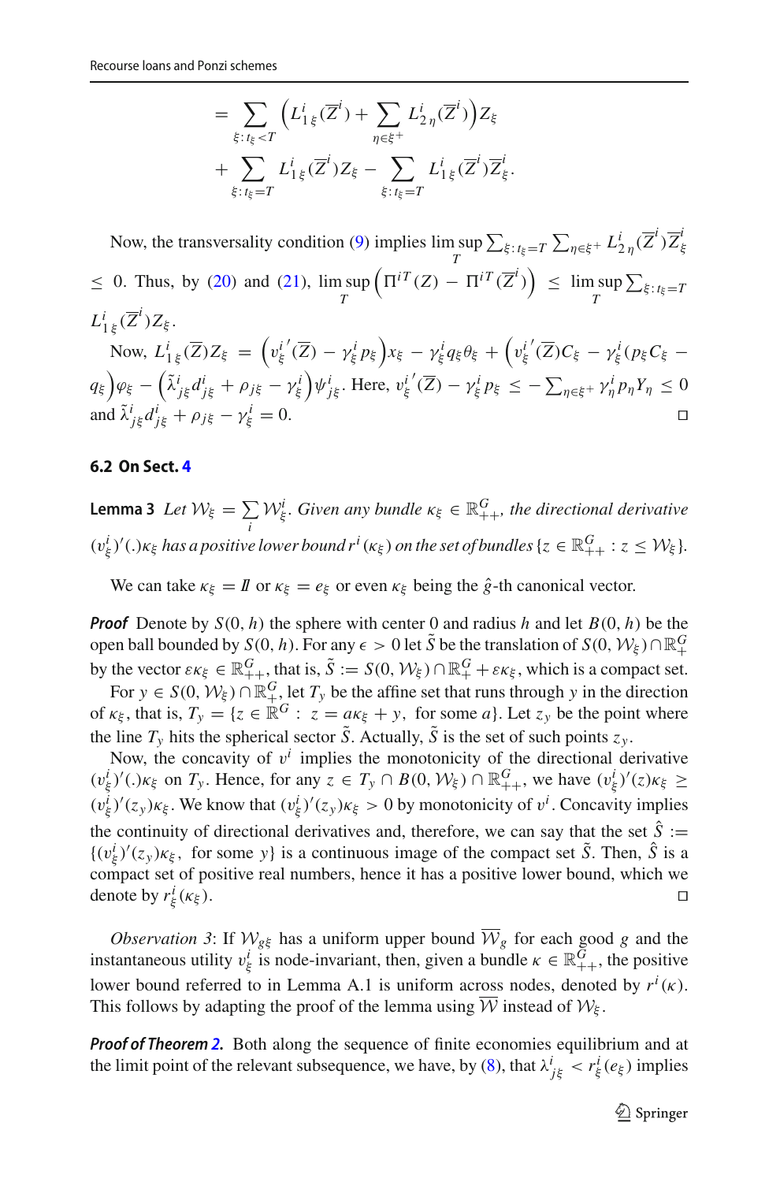$$
= \sum_{\xi : t_\xi < T} \left( L^i_{1\,\xi}(\overline{Z}^i) + \sum_{\eta \in \xi^+} L^i_{2\,\eta}(\overline{Z}^i) \right) Z_\xi
$$

$$
+ \sum_{\xi : t_\xi = T} L^i_{1\,\xi}(\overline{Z}^i) Z_\xi - \sum_{\xi : t_\xi = T} L^i_{1\,\xi}(\overline{Z}^i) \overline{Z}^i_\xi .
$$

Now, the transversality condition (9) implies $\limsup_T \sum_{\xi : t_\xi = T} \sum_{\eta \in \xi^+} L^i_{2\,\eta}(\overline{Z}^i) \overline{Z}^i_\xi \leq 0$. Thus, by (20) and (21), $\limsup_T \left( \Pi^{iT}(Z) - \Pi^{iT}(\overline{Z}^i) \right) \leq \limsup_T \sum_{\xi : t_\xi = T} L^i_{1\,\xi}(\overline{Z}^i) Z_\xi$.

Now, $L^i_{1\,\xi}(\overline{Z}) Z_\xi = \left( {v^i_\xi}'(\overline{Z}) - \gamma^i_\xi p_\xi \right) x_\xi - \gamma^i_\xi q_\xi \theta_\xi + \left( {v^i_\xi}'(\overline{Z}) C_\xi - \gamma^i_\xi (p_\xi C_\xi - q_\xi \right) \varphi_\xi - \left( \tilde{\lambda}^i_{j\xi} d^i_{j\xi} + \rho_{j\xi} - \gamma^i_\xi \right) \psi^i_{j\xi}$. Here, ${v^i_\xi}'(\overline{Z}) - \gamma^i_\xi p_\xi \leq - \sum_{\eta \in \xi^+} \gamma^i_\eta p_\eta Y_\eta \leq 0$ and $\tilde{\lambda}^i_{j\xi} d^i_{j\xi} + \rho_{j\xi} - \gamma^i_\xi = 0$. □

### 6.2 On Sect. 4

**Lemma 3** *Let $\mathcal{W}_\xi = \sum_i \mathcal{W}^i_\xi$. Given any bundle $\kappa_\xi \in \mathbb{R}^G_{++}$, the directional derivative $(v^i_\xi)'(.)\kappa_\xi$ has a positive lower bound $r^i(\kappa_\xi)$ on the set of bundles $\{z \in \mathbb{R}^G_{++} : z \leq \mathcal{W}_\xi\}$.*

We can take $\kappa_\xi = \mathbb{I}$ or $\kappa_\xi = e_\xi$ or even $\kappa_\xi$ being the $\hat{g}$-th canonical vector.

***Proof*** Denote by $S(0, h)$ the sphere with center 0 and radius $h$ and let $B(0, h)$ be the open ball bounded by $S(0, h)$. For any $\epsilon > 0$ let $\tilde{S}$ be the translation of $S(0, \mathcal{W}_\xi) \cap \mathbb{R}^G_+$ by the vector $\epsilon \kappa_\xi \in \mathbb{R}^G_{++}$, that is, $\tilde{S} := S(0, \mathcal{W}_\xi) \cap \mathbb{R}^G_+ + \epsilon \kappa_\xi$, which is a compact set.

For $y \in S(0, \mathcal{W}_\xi) \cap \mathbb{R}^G_+$, let $T_y$ be the affine set that runs through $y$ in the direction of $\kappa_\xi$, that is, $T_y = \{z \in \mathbb{R}^G : \ z = a\kappa_\xi + y, \ \text{for some } a\}$. Let $z_y$ be the point where the line $T_y$ hits the spherical sector $\tilde{S}$. Actually, $\tilde{S}$ is the set of such points $z_y$.

Now, the concavity of $v^i$ implies the monotonicity of the directional derivative $(v^i_\xi)'(.)\kappa_\xi$ on $T_y$. Hence, for any $z \in T_y \cap B(0, \mathcal{W}_\xi) \cap \mathbb{R}^G_{++}$, we have $(v^i_\xi)'(z)\kappa_\xi \geq (v^i_\xi)'(z_y)\kappa_\xi$. We know that $(v^i_\xi)'(z_y)\kappa_\xi > 0$ by monotonicity of $v^i$. Concavity implies the continuity of directional derivatives and, therefore, we can say that the set $\hat{S} := \{(v^i_\xi)'(z_y)\kappa_\xi, \ \text{for some } y\}$ is a continuous image of the compact set $\tilde{S}$. Then, $\hat{S}$ is a compact set of positive real numbers, hence it has a positive lower bound, which we denote by $r^i_\xi(\kappa_\xi)$. □

*Observation 3*: If $\mathcal{W}_{g\xi}$ has a uniform upper bound $\overline{\mathcal{W}}_g$ for each good $g$ and the instantaneous utility $v^i_\xi$ is node-invariant, then, given a bundle $\kappa \in \mathbb{R}^G_{++}$, the positive lower bound referred to in Lemma A.1 is uniform across nodes, denoted by $r^i(\kappa)$. This follows by adapting the proof of the lemma using $\overline{\mathcal{W}}$ instead of $\mathcal{W}_\xi$.

***Proof of Theorem 2.*** Both along the sequence of finite economies equilibrium and at the limit point of the relevant subsequence, we have, by (8), that $\lambda^i_{j\xi} < r^i_\xi(e_\xi)$ implies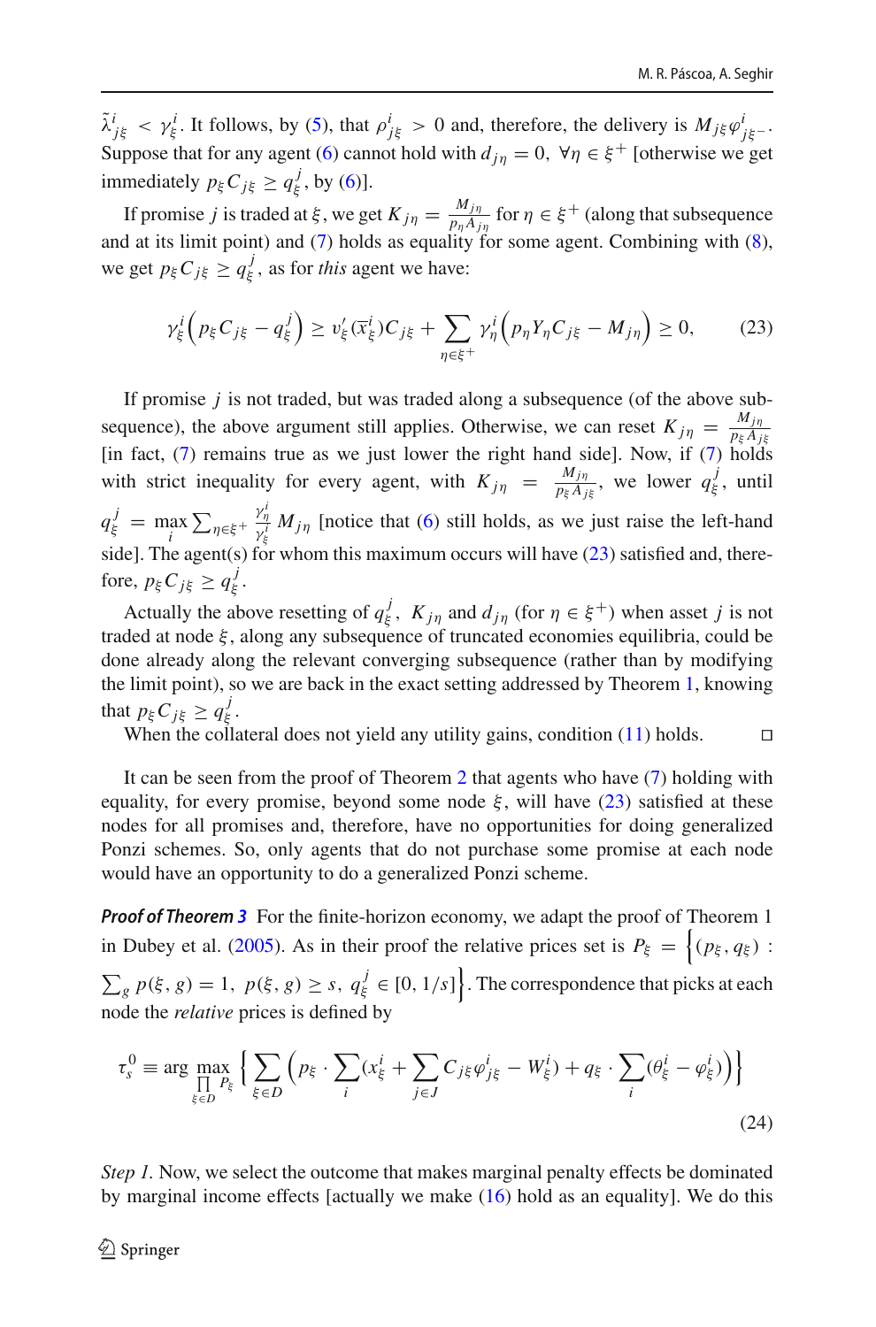$\tilde{\lambda}^i_{j\xi} < \gamma^i_\xi$. It follows, by (5), that $\rho^i_{j\xi} > 0$ and, therefore, the delivery is $M_{j\xi}\varphi^i_{j\xi^-}$. Suppose that for any agent (6) cannot hold with $d_{j\eta} = 0,\ \forall \eta \in \xi^+$ [otherwise we get immediately $p_\xi C_{j\xi} \geq q^j_\xi$, by (6)].

If promise $j$ is traded at $\xi$, we get $K_{j\eta} = \frac{M_{j\eta}}{p_\eta A_{j\eta}}$ for $\eta \in \xi^+$ (along that subsequence and at its limit point) and (7) holds as equality for some agent. Combining with (8), we get $p_\xi C_{j\xi} \geq q^j_\xi$, as for *this* agent we have:

$$\gamma^i_\xi \Big( p_\xi C_{j\xi} - q^j_\xi \Big) \geq v'_\xi(\overline{x}^i_\xi) C_{j\xi} + \sum_{\eta \in \xi^+} \gamma^i_\eta \Big( p_\eta Y_\eta C_{j\xi} - M_{j\eta} \Big) \geq 0, \tag{23}$$

If promise $j$ is not traded, but was traded along a subsequence (of the above subsequence), the above argument still applies. Otherwise, we can reset $K_{j\eta} = \frac{M_{j\eta}}{p_\xi A_{j\xi}}$ [in fact, (7) remains true as we just lower the right hand side]. Now, if (7) holds with strict inequality for every agent, with $K_{j\eta} = \frac{M_{j\eta}}{p_\xi A_{j\xi}}$, we lower $q^j_\xi$, until $q^j_\xi = \max_i \sum_{\eta \in \xi^+} \frac{\gamma^i_\eta}{\gamma^i_\xi} M_{j\eta}$ [notice that (6) still holds, as we just raise the left-hand side]. The agent(s) for whom this maximum occurs will have (23) satisfied and, therefore, $p_\xi C_{j\xi} \geq q^j_\xi$.

Actually the above resetting of $q^j_\xi$, $K_{j\eta}$ and $d_{j\eta}$ (for $\eta \in \xi^+$) when asset $j$ is not traded at node $\xi$, along any subsequence of truncated economies equilibria, could be done already along the relevant converging subsequence (rather than by modifying the limit point), so we are back in the exact setting addressed by Theorem 1, knowing that $p_\xi C_{j\xi} \geq q^j_\xi$.

When the collateral does not yield any utility gains, condition (11) holds. □

It can be seen from the proof of Theorem 2 that agents who have (7) holding with equality, for every promise, beyond some node $\xi$, will have (23) satisfied at these nodes for all promises and, therefore, have no opportunities for doing generalized Ponzi schemes. So, only agents that do not purchase some promise at each node would have an opportunity to do a generalized Ponzi scheme.

***Proof of Theorem 3*** For the finite-horizon economy, we adapt the proof of Theorem 1 in Dubey et al. (2005). As in their proof the relative prices set is $P_\xi = \Big\{(p_\xi, q_\xi) : \sum_g p(\xi, g) = 1,\ p(\xi, g) \geq s,\ q^j_\xi \in [0, 1/s]\Big\}$. The correspondence that picks at each node the *relative* prices is defined by

$$\tau^0_s \equiv \arg \max_{\prod_{\xi \in D} P_\xi} \Big\{ \sum_{\xi \in D} \Big( p_\xi \cdot \sum_i (x^i_\xi + \sum_{j \in J} C_{j\xi}\varphi^i_{j\xi} - W^i_\xi) + q_\xi \cdot \sum_i (\theta^i_\xi - \varphi^i_\xi) \Big) \Big\} \tag{24}$$

*Step 1.* Now, we select the outcome that makes marginal penalty effects be dominated by marginal income effects [actually we make (16) hold as an equality]. We do this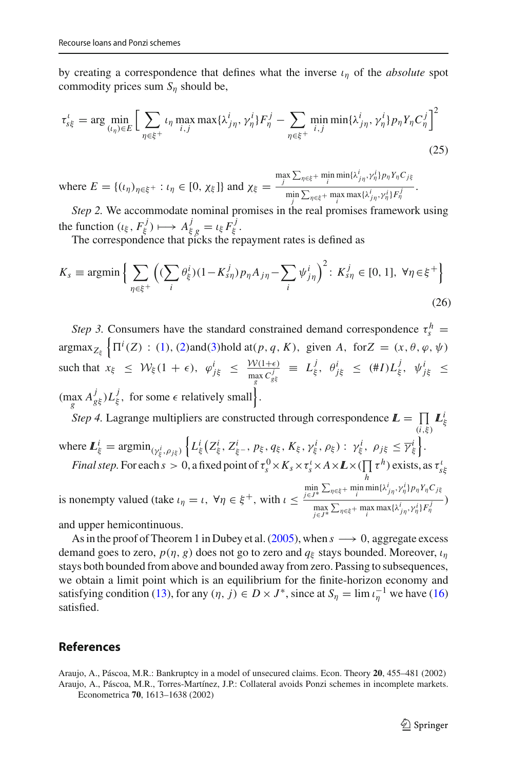by creating a correspondence that defines what the inverse $\iota_\eta$ of the *absolute* spot commodity prices sum $S_\eta$ should be,

$$\tau^{\iota}_{s\xi} = \arg\min_{(\iota_\eta)\in E} \Big[ \sum_{\eta\in\xi^+} \iota_\eta \max_{i,j} \max\{\lambda^i_{j\eta}, \gamma^i_\eta\} F^j_\eta - \sum_{\eta\in\xi^+} \min_{i,j} \min\{\lambda^i_{j\eta}, \gamma^i_\eta\} p_\eta Y_\eta C^j_\eta \Big]^2 \tag{25}$$

where $E = \{(\iota_\eta)_{\eta\in\xi^+} : \iota_\eta \in [0, \chi_\xi]\}$ and $\chi_\xi = \frac{\max_j \sum_{\eta\in\xi^+} \min_i \min\{\lambda^i_{j\eta}, \gamma^i_\eta\} p_\eta Y_\eta C_{j\xi}}{\min_j \sum_{\eta\in\xi^+} \max_i \max\{\lambda^i_{j\eta}, \gamma^i_\eta\} F^j_\eta}$.

*Step 2.* We accommodate nominal promises in the real promises framework using the function $(\iota_\xi, F^j_\xi) \longmapsto A^j_{\xi\, g} = \iota_\xi F^j_\xi$.

The correspondence that picks the repayment rates is defined as

$$K_s \equiv \operatorname{argmin} \Big\{ \sum_{\eta\in\xi^+} \Big( (\sum_i \theta^i_\xi)(1 - K^j_{s\eta}) p_\eta A_{j\eta} - \sum_i \psi^i_{j\eta} \Big)^2 : K^j_{s\eta} \in [0,1],\ \forall \eta \in \xi^+ \Big\} \tag{26}$$

*Step 3.* Consumers have the standard constrained demand correspondence $\tau^h_s = \operatorname{argmax}_{Z_\xi} \Big\{ \Pi^i(Z) : (1), (2) \text{and} (3) \text{hold at} (p, q, K),\ \text{given } A,\ \text{for} Z = (x, \theta, \varphi, \psi)$ such that $x_\xi \le \mathcal{W}_\xi(1+\epsilon),\ \varphi^i_{j\xi} \le \frac{\mathcal{W}(1+\epsilon)}{\max_g C^j_{g\xi}} \equiv L^j_\xi,\ \theta^i_{j\xi} \le (\#I) L^j_\xi,\ \psi^i_{j\xi} \le (\max_g A^j_{g\xi}) L^j_\xi,$ for some $\epsilon$ relatively small$\Big\}$.

*Step 4.* Lagrange multipliers are constructed through correspondence $\boldsymbol{L} = \prod_{(i,\xi)} \boldsymbol{L}^i_\xi$ where $\boldsymbol{L}^i_\xi = \operatorname{argmin}_{(\gamma^i_\xi, \rho_{j\xi})} \Big\{ L^i_\xi\big(Z^i_\xi, Z^i_{\xi^-}, p_\xi, q_\xi, K_\xi, \gamma^i_\xi, \rho_\xi\big) : \gamma^i_\xi,\ \rho_{j\xi} \le \overline{\gamma}^i_\xi \Big\}$.

*Final step.* For each $s > 0$, a fixed point of $\tau^0_s \times K_s \times \tau^\iota_s \times A \times \boldsymbol{L} \times (\prod_h \tau^h)$ exists, as $\tau^\iota_{s\xi}$ is nonempty valued (take $\iota_\eta = \iota,\ \forall \eta \in \xi^+$, with $\iota \le \frac{\min_{j\in J^*} \sum_{\eta\in\xi^+} \min_i \min\{\lambda^i_{j\eta}, \gamma^i_\eta\} p_\eta Y_\eta C_{j\xi}}{\max_{j\in J^*} \sum_{\eta\in\xi^+} \max_i \max\{\lambda^i_{j\eta}, \gamma^i_\eta\} F^j_\eta}$) and upper hemicontinuous.

As in the proof of Theorem 1 in Dubey et al. (2005), when $s \longrightarrow 0$, aggregate excess demand goes to zero, $p(\eta, g)$ does not go to zero and $q_\xi$ stays bounded. Moreover, $\iota_\eta$ stays both bounded from above and bounded away from zero. Passing to subsequences, we obtain a limit point which is an equilibrium for the finite-horizon economy and satisfying condition (13), for any $(\eta, j) \in D \times J^*$, since at $S_\eta = \lim \iota^{-1}_\eta$ we have (16) satisfied.

## References

Araujo, A., Páscoa, M.R.: Bankruptcy in a model of unsecured claims. Econ. Theory **20**, 455–481 (2002)

Araujo, A., Páscoa, M.R., Torres-Martínez, J.P.: Collateral avoids Ponzi schemes in incomplete markets. Econometrica **70**, 1613–1638 (2002)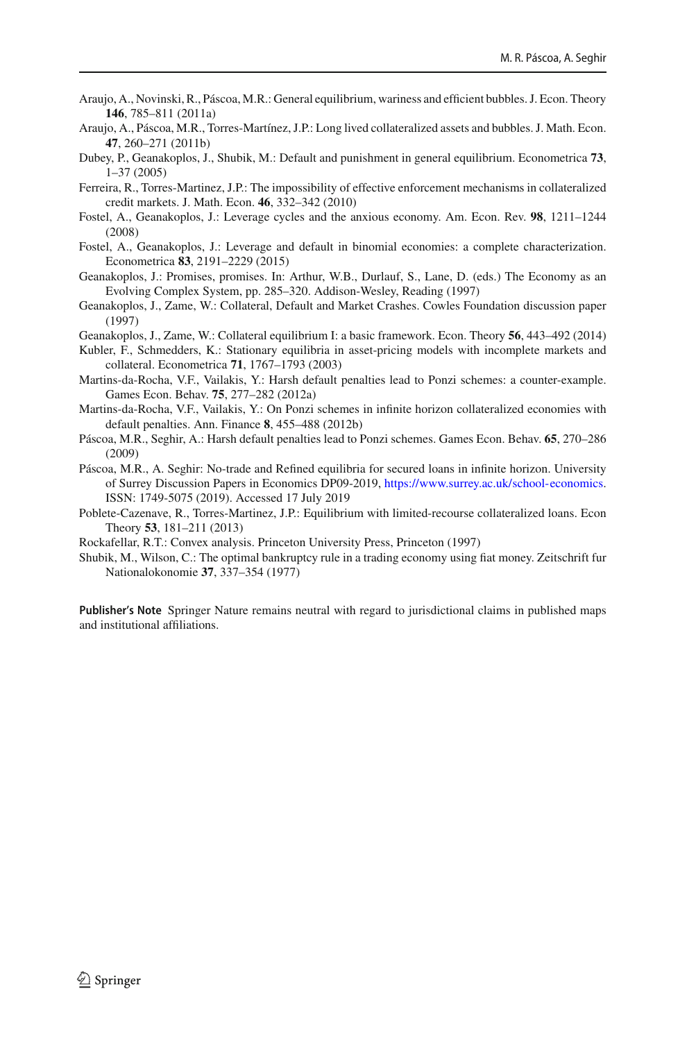Araujo, A., Novinski, R., Páscoa, M.R.: General equilibrium, wariness and efficient bubbles. J. Econ. Theory **146**, 785–811 (2011a)

Araujo, A., Páscoa, M.R., Torres-Martínez, J.P.: Long lived collateralized assets and bubbles. J. Math. Econ. **47**, 260–271 (2011b)

Dubey, P., Geanakoplos, J., Shubik, M.: Default and punishment in general equilibrium. Econometrica **73**, 1–37 (2005)

Ferreira, R., Torres-Martinez, J.P.: The impossibility of effective enforcement mechanisms in collateralized credit markets. J. Math. Econ. **46**, 332–342 (2010)

Fostel, A., Geanakoplos, J.: Leverage cycles and the anxious economy. Am. Econ. Rev. **98**, 1211–1244 (2008)

Fostel, A., Geanakoplos, J.: Leverage and default in binomial economies: a complete characterization. Econometrica **83**, 2191–2229 (2015)

Geanakoplos, J.: Promises, promises. In: Arthur, W.B., Durlauf, S., Lane, D. (eds.) The Economy as an Evolving Complex System, pp. 285–320. Addison-Wesley, Reading (1997)

Geanakoplos, J., Zame, W.: Collateral, Default and Market Crashes. Cowles Foundation discussion paper (1997)

Geanakoplos, J., Zame, W.: Collateral equilibrium I: a basic framework. Econ. Theory **56**, 443–492 (2014)

Kubler, F., Schmedders, K.: Stationary equilibria in asset-pricing models with incomplete markets and collateral. Econometrica **71**, 1767–1793 (2003)

Martins-da-Rocha, V.F., Vailakis, Y.: Harsh default penalties lead to Ponzi schemes: a counter-example. Games Econ. Behav. **75**, 277–282 (2012a)

Martins-da-Rocha, V.F., Vailakis, Y.: On Ponzi schemes in infinite horizon collateralized economies with default penalties. Ann. Finance **8**, 455–488 (2012b)

Páscoa, M.R., Seghir, A.: Harsh default penalties lead to Ponzi schemes. Games Econ. Behav. **65**, 270–286 (2009)

Páscoa, M.R., A. Seghir: No-trade and Refined equilibria for secured loans in infinite horizon. University of Surrey Discussion Papers in Economics DP09-2019, https://www.surrey.ac.uk/school-economics. ISSN: 1749-5075 (2019). Accessed 17 July 2019

Poblete-Cazenave, R., Torres-Martinez, J.P.: Equilibrium with limited-recourse collateralized loans. Econ Theory **53**, 181–211 (2013)

Rockafellar, R.T.: Convex analysis. Princeton University Press, Princeton (1997)

Shubik, M., Wilson, C.: The optimal bankruptcy rule in a trading economy using fiat money. Zeitschrift fur Nationalokonomie **37**, 337–354 (1977)

**Publisher's Note** Springer Nature remains neutral with regard to jurisdictional claims in published maps and institutional affiliations.